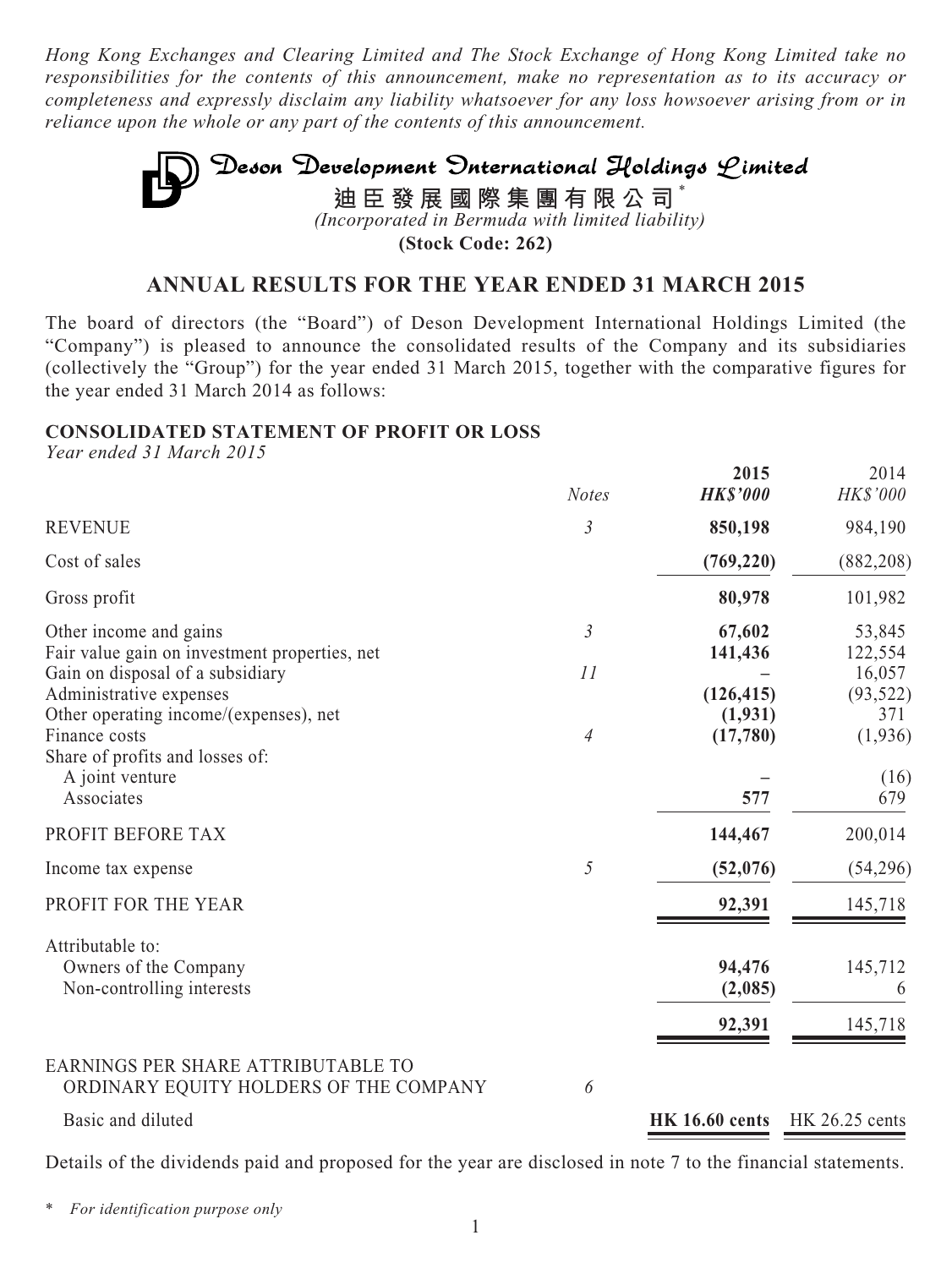*Hong Kong Exchanges and Clearing Limited and The Stock Exchange of Hong Kong Limited take no responsibilities for the contents of this announcement, make no representation as to its accuracy or completeness and expressly disclaim any liability whatsoever for any loss howsoever arising from or in reliance upon the whole or any part of the contents of this announcement.*

# Deson Development International Holdings Limited

**迪臣發展國際集團有限公司\***

*(Incorporated in Bermuda with limited liability)*

**(Stock Code: 262)**

## ANNUAL RESULTS FOR THE YEAR ENDED 31 MARCH 2015

The board of directors (the "Board") of Deson Development International Holdings Limited (the "Company") is pleased to announce the consolidated results of the Company and its subsidiaries (collectively the "Group") for the year ended 31 March 2015, together with the comparative figures for the year ended 31 March 2014 as follows:

### CONSOLIDATED STATEMENT OF PROFIT OR LOSS

*Year ended 31 March 2015*

| | *Notes* | **2015**<br>***HK$'000*** | 2014<br>*HK$'000* |
|---|---|---|---|
| REVENUE | *3* | **850,198** | 984,190 |
| Cost of sales | | **(769,220)** | (882,208) |
| Gross profit | | **80,978** | 101,982 |
| Other income and gains | *3* | **67,602** | 53,845 |
| Fair value gain on investment properties, net | | **141,436** | 122,554 |
| Gain on disposal of a subsidiary | *11* | **–** | 16,057 |
| Administrative expenses | | **(126,415)** | (93,522) |
| Other operating income/(expenses), net | | **(1,931)** | 371 |
| Finance costs | *4* | **(17,780)** | (1,936) |
| Share of profits and losses of: | | | |
| A joint venture | | **–** | (16) |
| Associates | | **577** | 679 |
| PROFIT BEFORE TAX | | **144,467** | 200,014 |
| Income tax expense | *5* | **(52,076)** | (54,296) |
| PROFIT FOR THE YEAR | | **92,391** | 145,718 |
| Attributable to: | | | |
| Owners of the Company | | **94,476** | 145,712 |
| Non-controlling interests | | **(2,085)** | 6 |
| | | **92,391** | 145,718 |
| EARNINGS PER SHARE ATTRIBUTABLE TO ORDINARY EQUITY HOLDERS OF THE COMPANY | *6* | | |
| Basic and diluted | | **HK 16.60 cents** | HK 26.25 cents |

Details of the dividends paid and proposed for the year are disclosed in note 7 to the financial statements.

\* *For identification purpose only*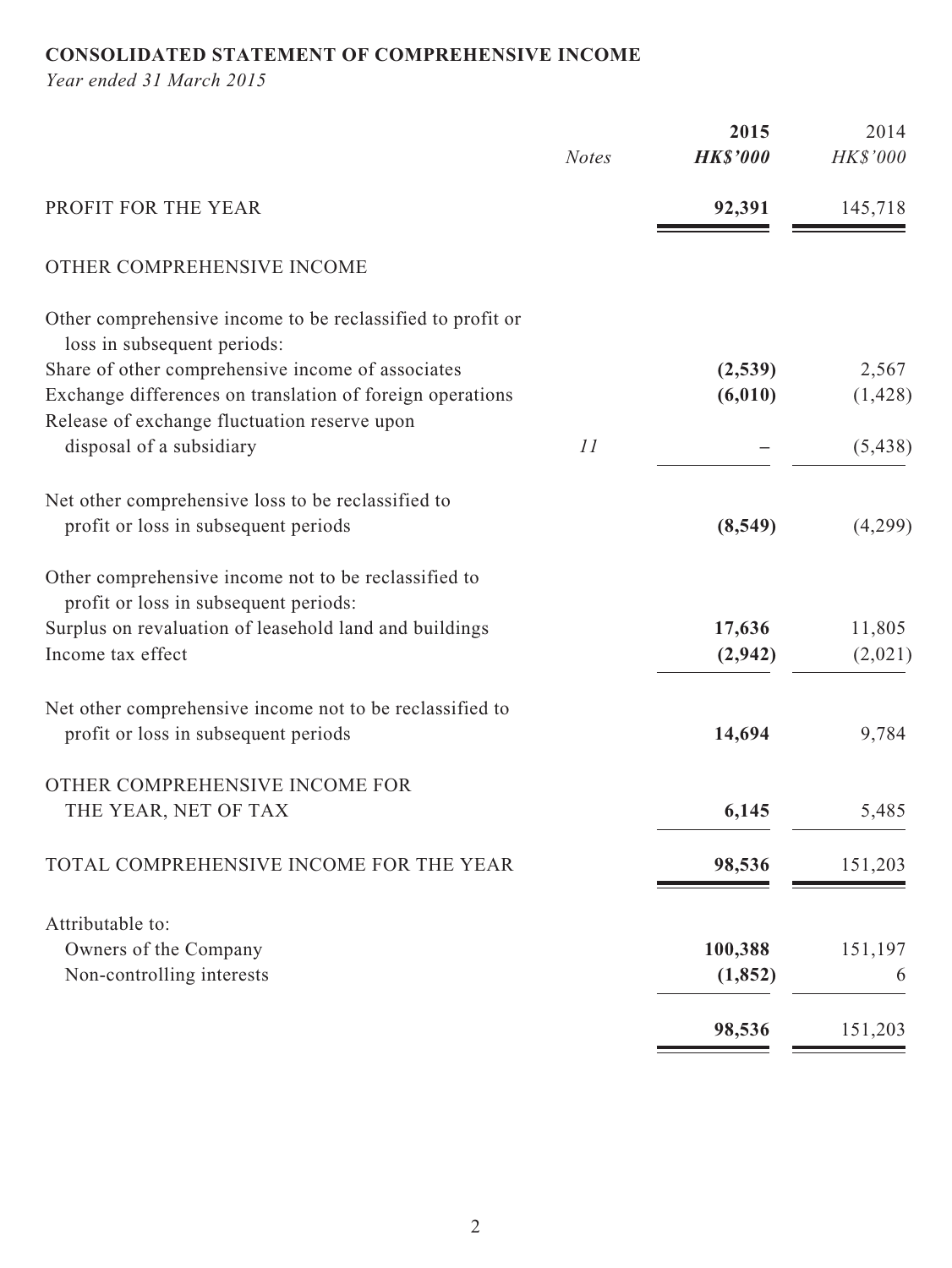**CONSOLIDATED STATEMENT OF COMPREHENSIVE INCOME**

*Year ended 31 March 2015*

| | *Notes* | **2015** *HK$'000* | 2014 *HK$'000* |
|---|---|---|---|
| PROFIT FOR THE YEAR | | **92,391** | 145,718 |
| OTHER COMPREHENSIVE INCOME | | | |
| Other comprehensive income to be reclassified to profit or loss in subsequent periods: | | | |
| Share of other comprehensive income of associates | | **(2,539)** | 2,567 |
| Exchange differences on translation of foreign operations | | **(6,010)** | (1,428) |
| Release of exchange fluctuation reserve upon disposal of a subsidiary | 11 | **–** | (5,438) |
| Net other comprehensive loss to be reclassified to profit or loss in subsequent periods | | **(8,549)** | (4,299) |
| Other comprehensive income not to be reclassified to profit or loss in subsequent periods: | | | |
| Surplus on revaluation of leasehold land and buildings | | **17,636** | 11,805 |
| Income tax effect | | **(2,942)** | (2,021) |
| Net other comprehensive income not to be reclassified to profit or loss in subsequent periods | | **14,694** | 9,784 |
| OTHER COMPREHENSIVE INCOME FOR THE YEAR, NET OF TAX | | **6,145** | 5,485 |
| TOTAL COMPREHENSIVE INCOME FOR THE YEAR | | **98,536** | 151,203 |
| Attributable to: | | | |
| Owners of the Company | | **100,388** | 151,197 |
| Non-controlling interests | | **(1,852)** | 6 |
| | | **98,536** | 151,203 |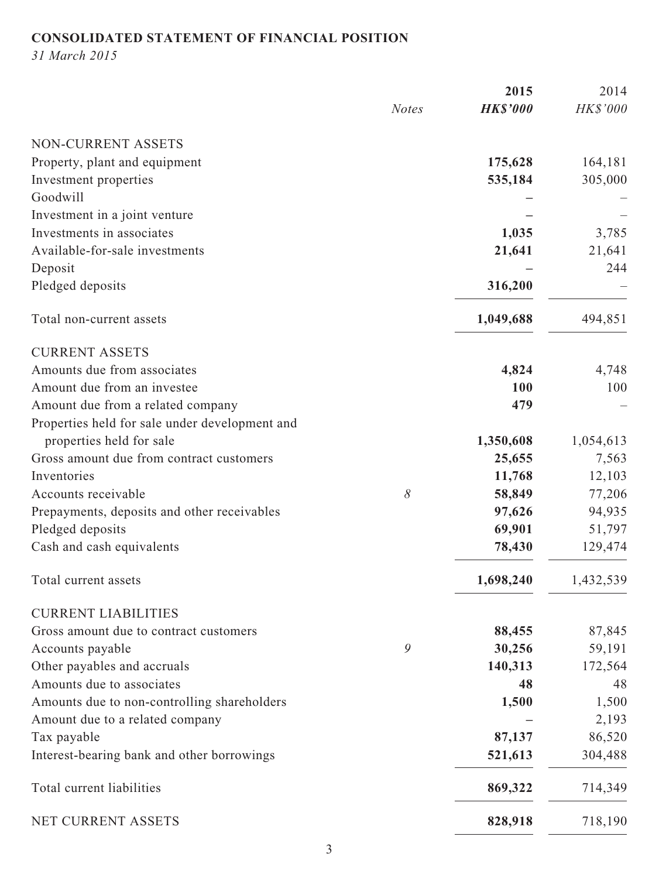**CONSOLIDATED STATEMENT OF FINANCIAL POSITION**

*31 March 2015*

| | Notes | 2015 HK$'000 | 2014 HK$'000 |
|---|---|---|---|
| NON-CURRENT ASSETS | | | |
| Property, plant and equipment | | **175,628** | 164,181 |
| Investment properties | | **535,184** | 305,000 |
| Goodwill | | **–** | – |
| Investment in a joint venture | | **–** | – |
| Investments in associates | | **1,035** | 3,785 |
| Available-for-sale investments | | **21,641** | 21,641 |
| Deposit | | **–** | 244 |
| Pledged deposits | | **316,200** | – |
| Total non-current assets | | **1,049,688** | 494,851 |
| CURRENT ASSETS | | | |
| Amounts due from associates | | **4,824** | 4,748 |
| Amount due from an investee | | **100** | 100 |
| Amount due from a related company | | **479** | – |
| Properties held for sale under development and properties held for sale | | **1,350,608** | 1,054,613 |
| Gross amount due from contract customers | | **25,655** | 7,563 |
| Inventories | | **11,768** | 12,103 |
| Accounts receivable | 8 | **58,849** | 77,206 |
| Prepayments, deposits and other receivables | | **97,626** | 94,935 |
| Pledged deposits | | **69,901** | 51,797 |
| Cash and cash equivalents | | **78,430** | 129,474 |
| Total current assets | | **1,698,240** | 1,432,539 |
| CURRENT LIABILITIES | | | |
| Gross amount due to contract customers | | **88,455** | 87,845 |
| Accounts payable | 9 | **30,256** | 59,191 |
| Other payables and accruals | | **140,313** | 172,564 |
| Amounts due to associates | | **48** | 48 |
| Amounts due to non-controlling shareholders | | **1,500** | 1,500 |
| Amount due to a related company | | **–** | 2,193 |
| Tax payable | | **87,137** | 86,520 |
| Interest-bearing bank and other borrowings | | **521,613** | 304,488 |
| Total current liabilities | | **869,322** | 714,349 |
| NET CURRENT ASSETS | | **828,918** | 718,190 |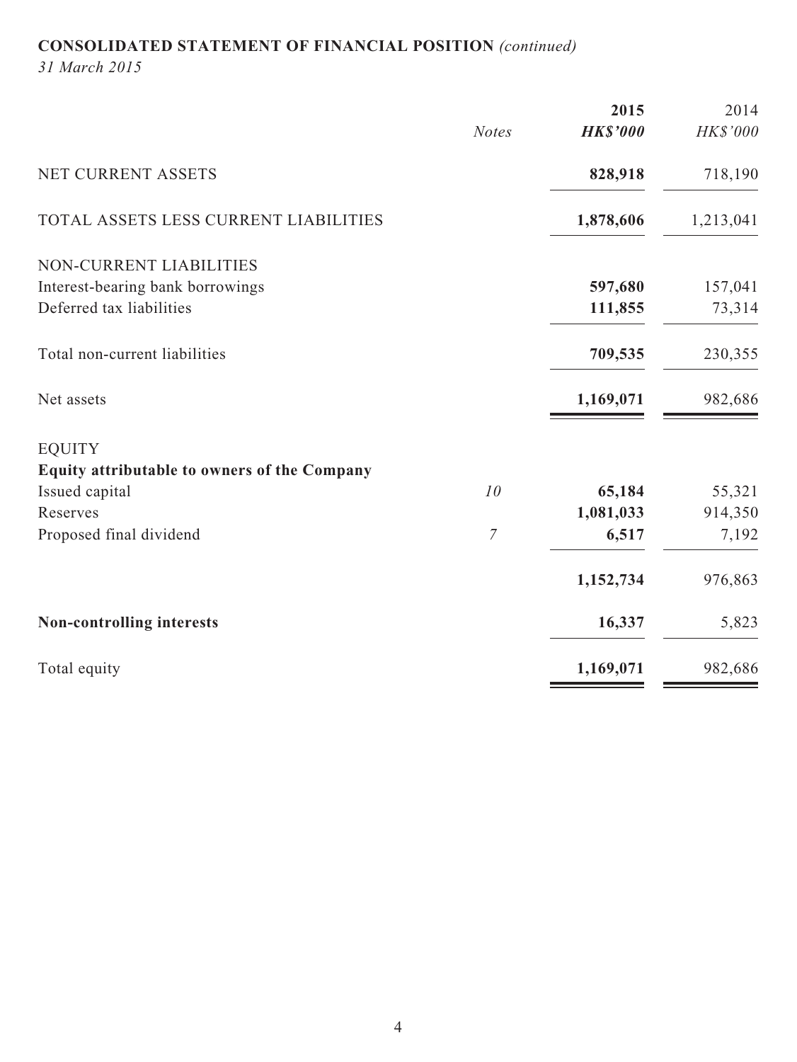**CONSOLIDATED STATEMENT OF FINANCIAL POSITION** *(continued)*

*31 March 2015*

| | *Notes* | **2015** **_HK$'000_** | 2014 *HK$'000* |
|---|---|---|---|
| NET CURRENT ASSETS | | **828,918** | 718,190 |
| TOTAL ASSETS LESS CURRENT LIABILITIES | | **1,878,606** | 1,213,041 |
| NON-CURRENT LIABILITIES | | | |
| Interest-bearing bank borrowings | | **597,680** | 157,041 |
| Deferred tax liabilities | | **111,855** | 73,314 |
| Total non-current liabilities | | **709,535** | 230,355 |
| Net assets | | **1,169,071** | 982,686 |
| EQUITY | | | |
| **Equity attributable to owners of the Company** | | | |
| Issued capital | *10* | **65,184** | 55,321 |
| Reserves | | **1,081,033** | 914,350 |
| Proposed final dividend | *7* | **6,517** | 7,192 |
| | | **1,152,734** | 976,863 |
| **Non-controlling interests** | | **16,337** | 5,823 |
| Total equity | | **1,169,071** | 982,686 |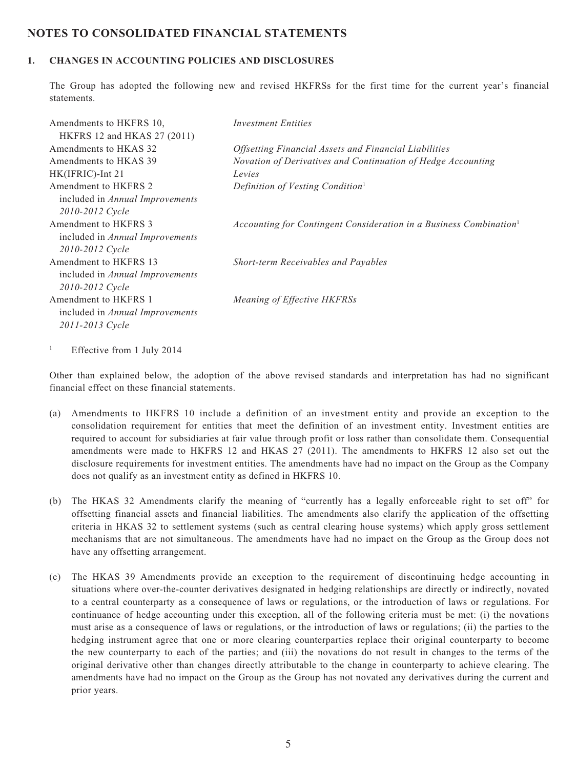# NOTES TO CONSOLIDATED FINANCIAL STATEMENTS

## 1. CHANGES IN ACCOUNTING POLICIES AND DISCLOSURES

The Group has adopted the following new and revised HKFRSs for the first time for the current year's financial statements.

| | |
|---|---|
| Amendments to HKFRS 10, HKFRS 12 and HKAS 27 (2011) | *Investment Entities* |
| Amendments to HKAS 32 | *Offsetting Financial Assets and Financial Liabilities* |
| Amendments to HKAS 39 | *Novation of Derivatives and Continuation of Hedge Accounting* |
| HK(IFRIC)-Int 21 | *Levies* |
| Amendment to HKFRS 2 included in *Annual Improvements 2010-2012 Cycle* | *Definition of Vesting Condition*[1] |
| Amendment to HKFRS 3 included in *Annual Improvements 2010-2012 Cycle* | *Accounting for Contingent Consideration in a Business Combination*[1] |
| Amendment to HKFRS 13 included in *Annual Improvements 2010-2012 Cycle* | *Short-term Receivables and Payables* |
| Amendment to HKFRS 1 included in *Annual Improvements 2011-2013 Cycle* | *Meaning of Effective HKFRSs* |

[1] Effective from 1 July 2014

Other than explained below, the adoption of the above revised standards and interpretation has had no significant financial effect on these financial statements.

(a) Amendments to HKFRS 10 include a definition of an investment entity and provide an exception to the consolidation requirement for entities that meet the definition of an investment entity. Investment entities are required to account for subsidiaries at fair value through profit or loss rather than consolidate them. Consequential amendments were made to HKFRS 12 and HKAS 27 (2011). The amendments to HKFRS 12 also set out the disclosure requirements for investment entities. The amendments have had no impact on the Group as the Company does not qualify as an investment entity as defined in HKFRS 10.

(b) The HKAS 32 Amendments clarify the meaning of "currently has a legally enforceable right to set off" for offsetting financial assets and financial liabilities. The amendments also clarify the application of the offsetting criteria in HKAS 32 to settlement systems (such as central clearing house systems) which apply gross settlement mechanisms that are not simultaneous. The amendments have had no impact on the Group as the Group does not have any offsetting arrangement.

(c) The HKAS 39 Amendments provide an exception to the requirement of discontinuing hedge accounting in situations where over-the-counter derivatives designated in hedging relationships are directly or indirectly, novated to a central counterparty as a consequence of laws or regulations, or the introduction of laws or regulations. For continuance of hedge accounting under this exception, all of the following criteria must be met: (i) the novations must arise as a consequence of laws or regulations, or the introduction of laws or regulations; (ii) the parties to the hedging instrument agree that one or more clearing counterparties replace their original counterparty to become the new counterparty to each of the parties; and (iii) the novations do not result in changes to the terms of the original derivative other than changes directly attributable to the change in counterparty to achieve clearing. The amendments have had no impact on the Group as the Group has not novated any derivatives during the current and prior years.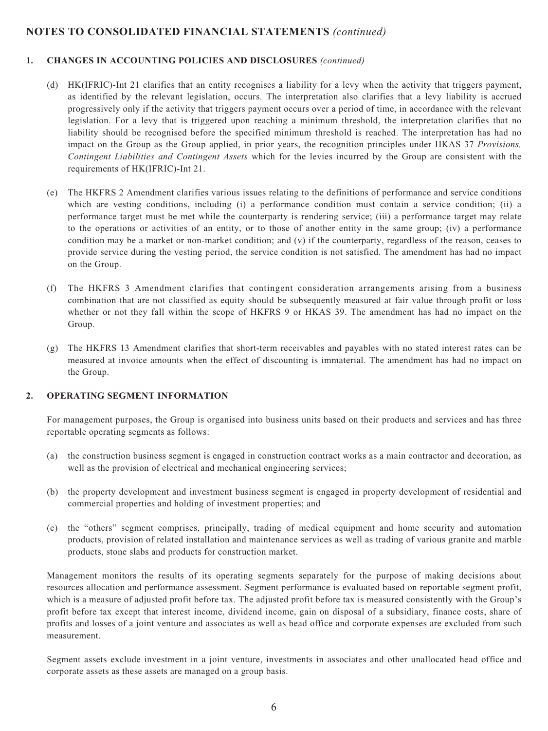## NOTES TO CONSOLIDATED FINANCIAL STATEMENTS *(continued)*

### 1. CHANGES IN ACCOUNTING POLICIES AND DISCLOSURES *(continued)*

(d) HK(IFRIC)-Int 21 clarifies that an entity recognises a liability for a levy when the activity that triggers payment, as identified by the relevant legislation, occurs. The interpretation also clarifies that a levy liability is accrued progressively only if the activity that triggers payment occurs over a period of time, in accordance with the relevant legislation. For a levy that is triggered upon reaching a minimum threshold, the interpretation clarifies that no liability should be recognised before the specified minimum threshold is reached. The interpretation has had no impact on the Group as the Group applied, in prior years, the recognition principles under HKAS 37 *Provisions, Contingent Liabilities and Contingent Assets* which for the levies incurred by the Group are consistent with the requirements of HK(IFRIC)-Int 21.

(e) The HKFRS 2 Amendment clarifies various issues relating to the definitions of performance and service conditions which are vesting conditions, including (i) a performance condition must contain a service condition; (ii) a performance target must be met while the counterparty is rendering service; (iii) a performance target may relate to the operations or activities of an entity, or to those of another entity in the same group; (iv) a performance condition may be a market or non-market condition; and (v) if the counterparty, regardless of the reason, ceases to provide service during the vesting period, the service condition is not satisfied. The amendment has had no impact on the Group.

(f) The HKFRS 3 Amendment clarifies that contingent consideration arrangements arising from a business combination that are not classified as equity should be subsequently measured at fair value through profit or loss whether or not they fall within the scope of HKFRS 9 or HKAS 39. The amendment has had no impact on the Group.

(g) The HKFRS 13 Amendment clarifies that short-term receivables and payables with no stated interest rates can be measured at invoice amounts when the effect of discounting is immaterial. The amendment has had no impact on the Group.

### 2. OPERATING SEGMENT INFORMATION

For management purposes, the Group is organised into business units based on their products and services and has three reportable operating segments as follows:

(a) the construction business segment is engaged in construction contract works as a main contractor and decoration, as well as the provision of electrical and mechanical engineering services;

(b) the property development and investment business segment is engaged in property development of residential and commercial properties and holding of investment properties; and

(c) the "others" segment comprises, principally, trading of medical equipment and home security and automation products, provision of related installation and maintenance services as well as trading of various granite and marble products, stone slabs and products for construction market.

Management monitors the results of its operating segments separately for the purpose of making decisions about resources allocation and performance assessment. Segment performance is evaluated based on reportable segment profit, which is a measure of adjusted profit before tax. The adjusted profit before tax is measured consistently with the Group's profit before tax except that interest income, dividend income, gain on disposal of a subsidiary, finance costs, share of profits and losses of a joint venture and associates as well as head office and corporate expenses are excluded from such measurement.

Segment assets exclude investment in a joint venture, investments in associates and other unallocated head office and corporate assets as these assets are managed on a group basis.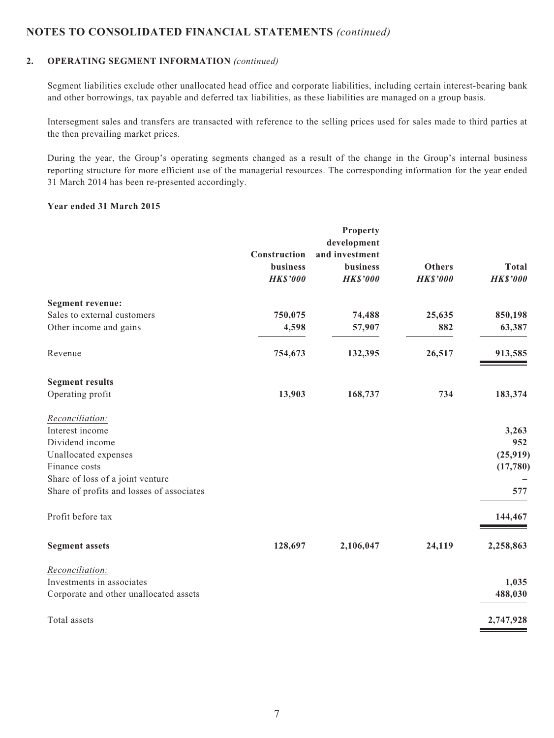## NOTES TO CONSOLIDATED FINANCIAL STATEMENTS *(continued)*

### 2. OPERATING SEGMENT INFORMATION *(continued)*

Segment liabilities exclude other unallocated head office and corporate liabilities, including certain interest-bearing bank and other borrowings, tax payable and deferred tax liabilities, as these liabilities are managed on a group basis.

Intersegment sales and transfers are transacted with reference to the selling prices used for sales made to third parties at the then prevailing market prices.

During the year, the Group's operating segments changed as a result of the change in the Group's internal business reporting structure for more efficient use of the managerial resources. The corresponding information for the year ended 31 March 2014 has been re-presented accordingly.

**Year ended 31 March 2015**

| | Construction business *HK$'000* | Property development and investment business *HK$'000* | Others *HK$'000* | Total *HK$'000* |
|---|---|---|---|---|
| **Segment revenue:** | | | | |
| Sales to external customers | 750,075 | 74,488 | 25,635 | 850,198 |
| Other income and gains | 4,598 | 57,907 | 882 | 63,387 |
| Revenue | 754,673 | 132,395 | 26,517 | 913,585 |
| **Segment results** | | | | |
| Operating profit | 13,903 | 168,737 | 734 | 183,374 |
| *Reconciliation:* | | | | |
| Interest income | | | | 3,263 |
| Dividend income | | | | 952 |
| Unallocated expenses | | | | (25,919) |
| Finance costs | | | | (17,780) |
| Share of loss of a joint venture | | | | – |
| Share of profits and losses of associates | | | | 577 |
| Profit before tax | | | | 144,467 |
| **Segment assets** | 128,697 | 2,106,047 | 24,119 | 2,258,863 |
| *Reconciliation:* | | | | |
| Investments in associates | | | | 1,035 |
| Corporate and other unallocated assets | | | | 488,030 |
| Total assets | | | | 2,747,928 |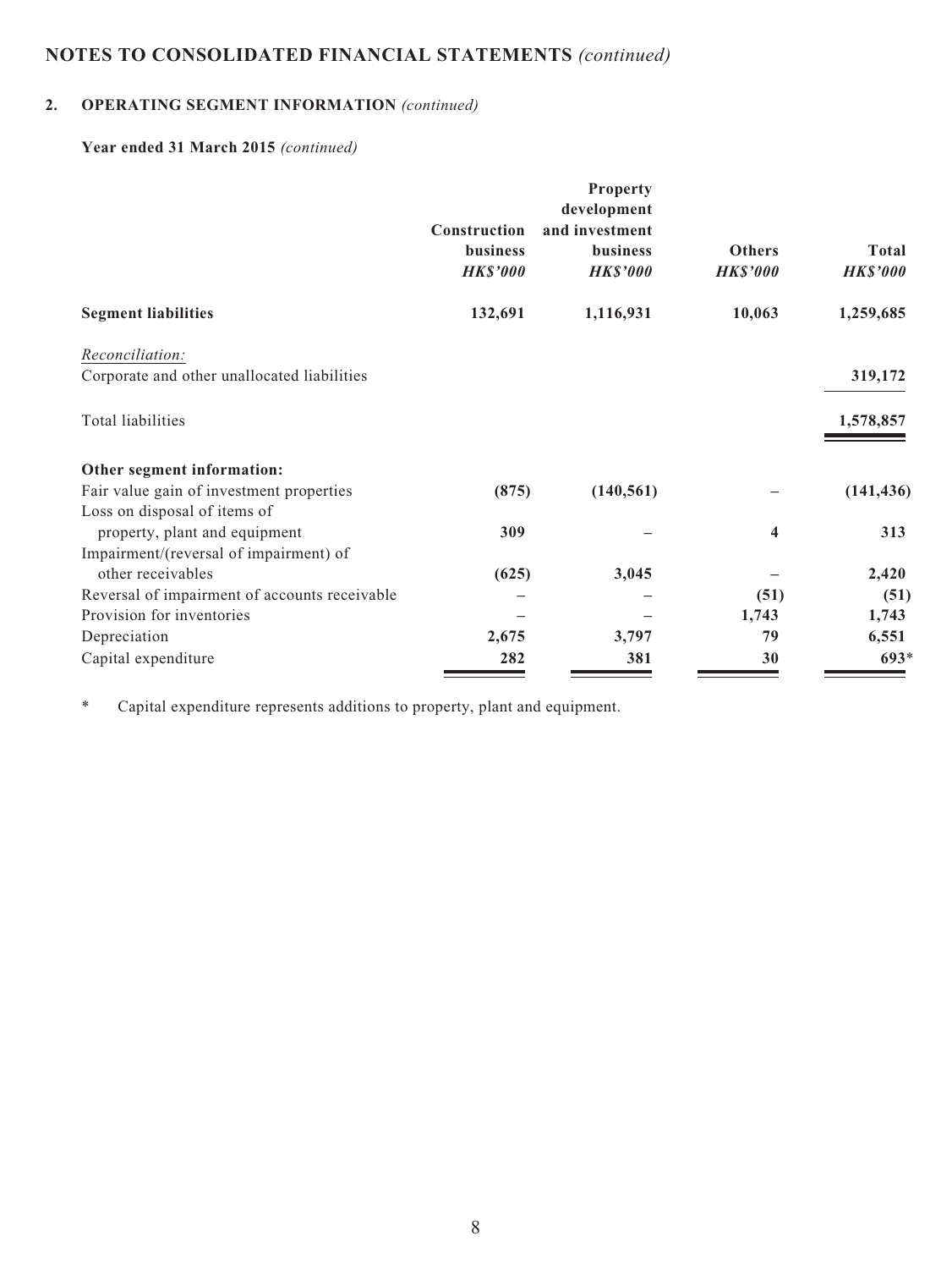# NOTES TO CONSOLIDATED FINANCIAL STATEMENTS *(continued)*

## 2. OPERATING SEGMENT INFORMATION *(continued)*

### Year ended 31 March 2015 *(continued)*

| | Construction business *HK$'000* | Property development and investment business *HK$'000* | Others *HK$'000* | Total *HK$'000* |
|---|---|---|---|---|
| **Segment liabilities** | **132,691** | **1,116,931** | **10,063** | **1,259,685** |
| *Reconciliation:* | | | | |
| Corporate and other unallocated liabilities | | | | **319,172** |
| Total liabilities | | | | **1,578,857** |
| **Other segment information:** | | | | |
| Fair value gain of investment properties | **(875)** | **(140,561)** | **–** | **(141,436)** |
| Loss on disposal of items of property, plant and equipment | **309** | **–** | **4** | **313** |
| Impairment/(reversal of impairment) of other receivables | **(625)** | **3,045** | **–** | **2,420** |
| Reversal of impairment of accounts receivable | **–** | **–** | **(51)** | **(51)** |
| Provision for inventories | **–** | **–** | **1,743** | **1,743** |
| Depreciation | **2,675** | **3,797** | **79** | **6,551** |
| Capital expenditure | **282** | **381** | **30** | **693*** |

\* Capital expenditure represents additions to property, plant and equipment.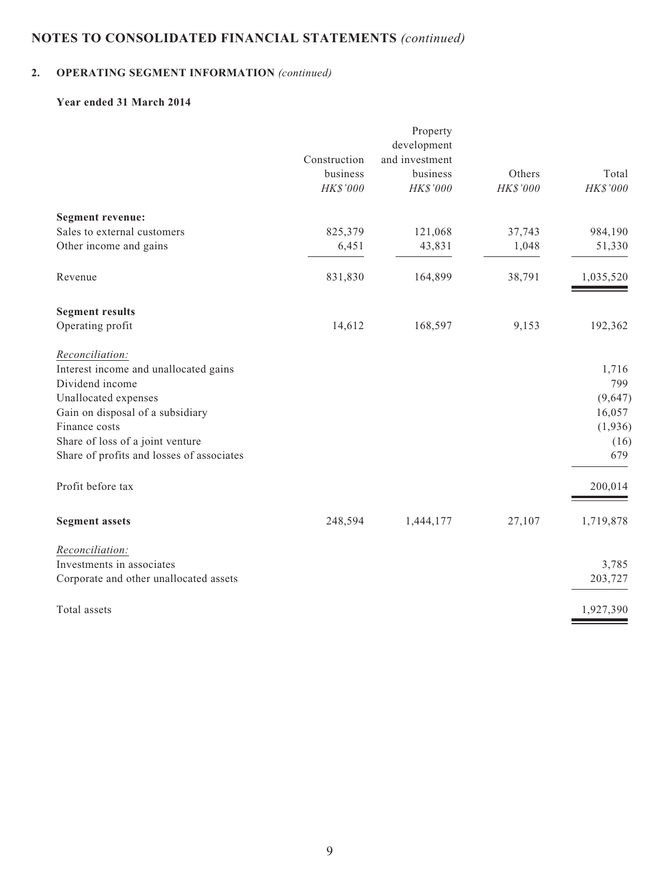# NOTES TO CONSOLIDATED FINANCIAL STATEMENTS *(continued)*

## 2. OPERATING SEGMENT INFORMATION *(continued)*

### Year ended 31 March 2014

| | Construction business *HK$'000* | Property development and investment business *HK$'000* | Others *HK$'000* | Total *HK$'000* |
|---|---|---|---|---|
| **Segment revenue:** | | | | |
| Sales to external customers | 825,379 | 121,068 | 37,743 | 984,190 |
| Other income and gains | 6,451 | 43,831 | 1,048 | 51,330 |
| Revenue | 831,830 | 164,899 | 38,791 | 1,035,520 |
| **Segment results** | | | | |
| Operating profit | 14,612 | 168,597 | 9,153 | 192,362 |
| *Reconciliation:* | | | | |
| Interest income and unallocated gains | | | | 1,716 |
| Dividend income | | | | 799 |
| Unallocated expenses | | | | (9,647) |
| Gain on disposal of a subsidiary | | | | 16,057 |
| Finance costs | | | | (1,936) |
| Share of loss of a joint venture | | | | (16) |
| Share of profits and losses of associates | | | | 679 |
| Profit before tax | | | | 200,014 |
| **Segment assets** | 248,594 | 1,444,177 | 27,107 | 1,719,878 |
| *Reconciliation:* | | | | |
| Investments in associates | | | | 3,785 |
| Corporate and other unallocated assets | | | | 203,727 |
| Total assets | | | | 1,927,390 |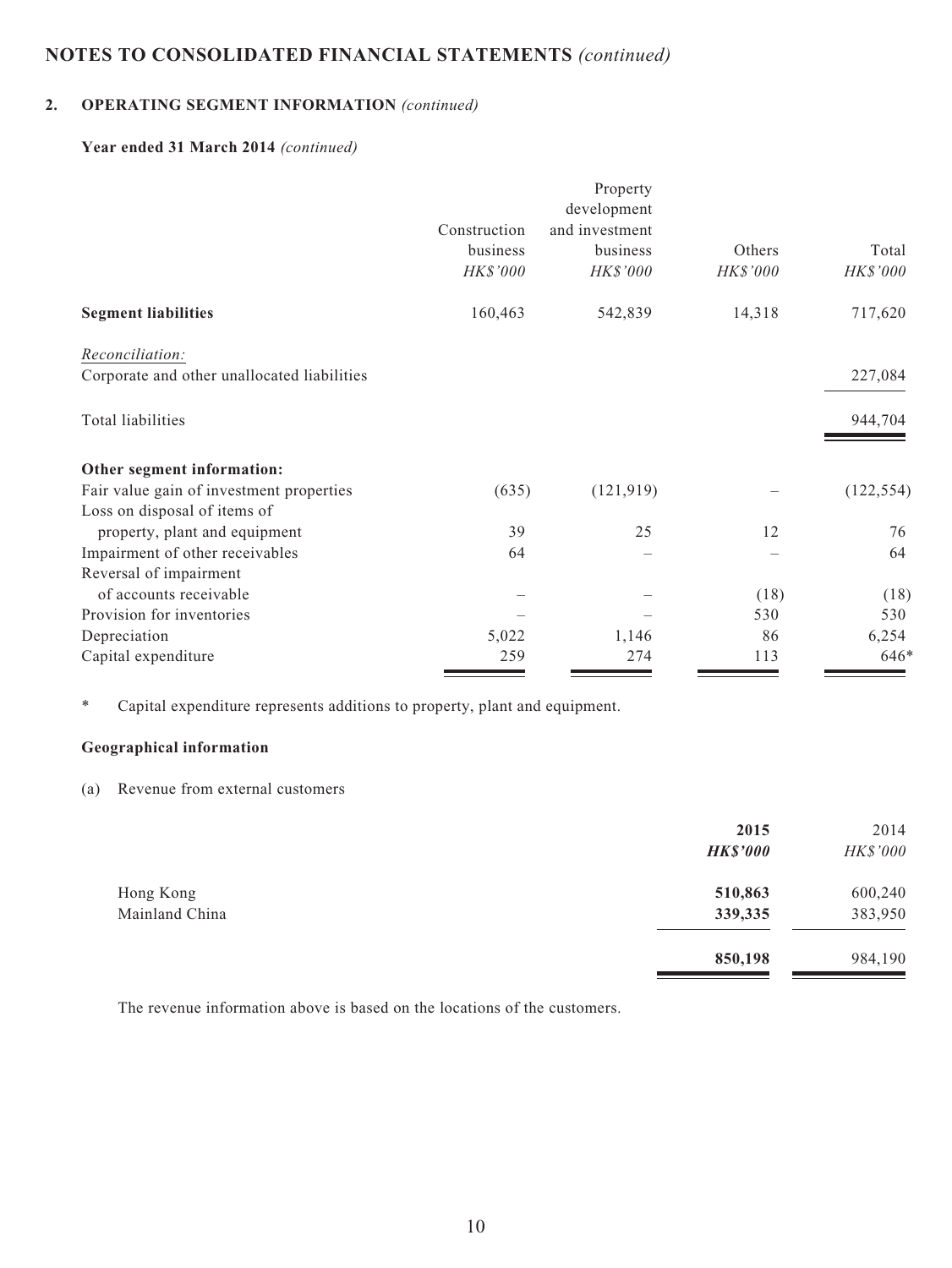## NOTES TO CONSOLIDATED FINANCIAL STATEMENTS *(continued)*

### 2. OPERATING SEGMENT INFORMATION *(continued)*

**Year ended 31 March 2014** *(continued)*

| | Construction business *HK$'000* | Property development and investment business *HK$'000* | Others *HK$'000* | Total *HK$'000* |
|---|---|---|---|---|
| **Segment liabilities** | 160,463 | 542,839 | 14,318 | 717,620 |
| *Reconciliation:* | | | | |
| Corporate and other unallocated liabilities | | | | 227,084 |
| Total liabilities | | | | 944,704 |
| **Other segment information:** | | | | |
| Fair value gain of investment properties | (635) | (121,919) | – | (122,554) |
| Loss on disposal of items of property, plant and equipment | 39 | 25 | 12 | 76 |
| Impairment of other receivables | 64 | – | – | 64 |
| Reversal of impairment of accounts receivable | – | – | (18) | (18) |
| Provision for inventories | – | – | 530 | 530 |
| Depreciation | 5,022 | 1,146 | 86 | 6,254 |
| Capital expenditure | 259 | 274 | 113 | 646* |

\* Capital expenditure represents additions to property, plant and equipment.

**Geographical information**

(a) Revenue from external customers

| | **2015** ***HK$'000*** | 2014 *HK$'000* |
|---|---|---|
| Hong Kong | **510,863** | 600,240 |
| Mainland China | **339,335** | 383,950 |
| | **850,198** | 984,190 |

The revenue information above is based on the locations of the customers.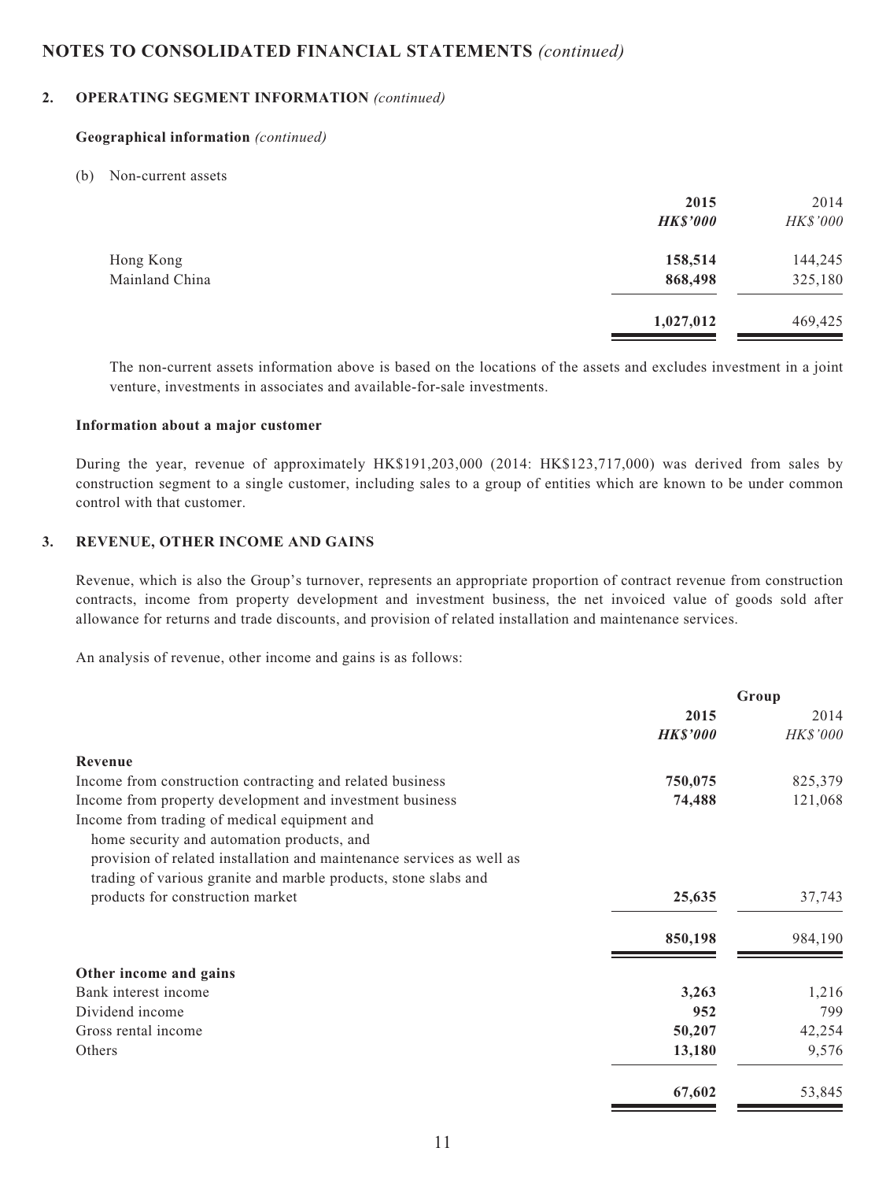## NOTES TO CONSOLIDATED FINANCIAL STATEMENTS *(continued)*

### 2. OPERATING SEGMENT INFORMATION *(continued)*

**Geographical information** *(continued)*

(b) Non-current assets

| | **2015** | 2014 |
|---|---|---|
| | ***HK$'000*** | *HK$'000* |
| Hong Kong | **158,514** | 144,245 |
| Mainland China | **868,498** | 325,180 |
| | **1,027,012** | 469,425 |

The non-current assets information above is based on the locations of the assets and excludes investment in a joint venture, investments in associates and available-for-sale investments.

**Information about a major customer**

During the year, revenue of approximately HK$191,203,000 (2014: HK$123,717,000) was derived from sales by construction segment to a single customer, including sales to a group of entities which are known to be under common control with that customer.

### 3. REVENUE, OTHER INCOME AND GAINS

Revenue, which is also the Group's turnover, represents an appropriate proportion of contract revenue from construction contracts, income from property development and investment business, the net invoiced value of goods sold after allowance for returns and trade discounts, and provision of related installation and maintenance services.

An analysis of revenue, other income and gains is as follows:

| | **Group** | |
|---|---|---|
| | **2015** | 2014 |
| | ***HK$'000*** | *HK$'000* |
| **Revenue** | | |
| Income from construction contracting and related business | **750,075** | 825,379 |
| Income from property development and investment business | **74,488** | 121,068 |
| Income from trading of medical equipment and home security and automation products, and provision of related installation and maintenance services as well as trading of various granite and marble products, stone slabs and products for construction market | **25,635** | 37,743 |
| | **850,198** | 984,190 |
| **Other income and gains** | | |
| Bank interest income | **3,263** | 1,216 |
| Dividend income | **952** | 799 |
| Gross rental income | **50,207** | 42,254 |
| Others | **13,180** | 9,576 |
| | **67,602** | 53,845 |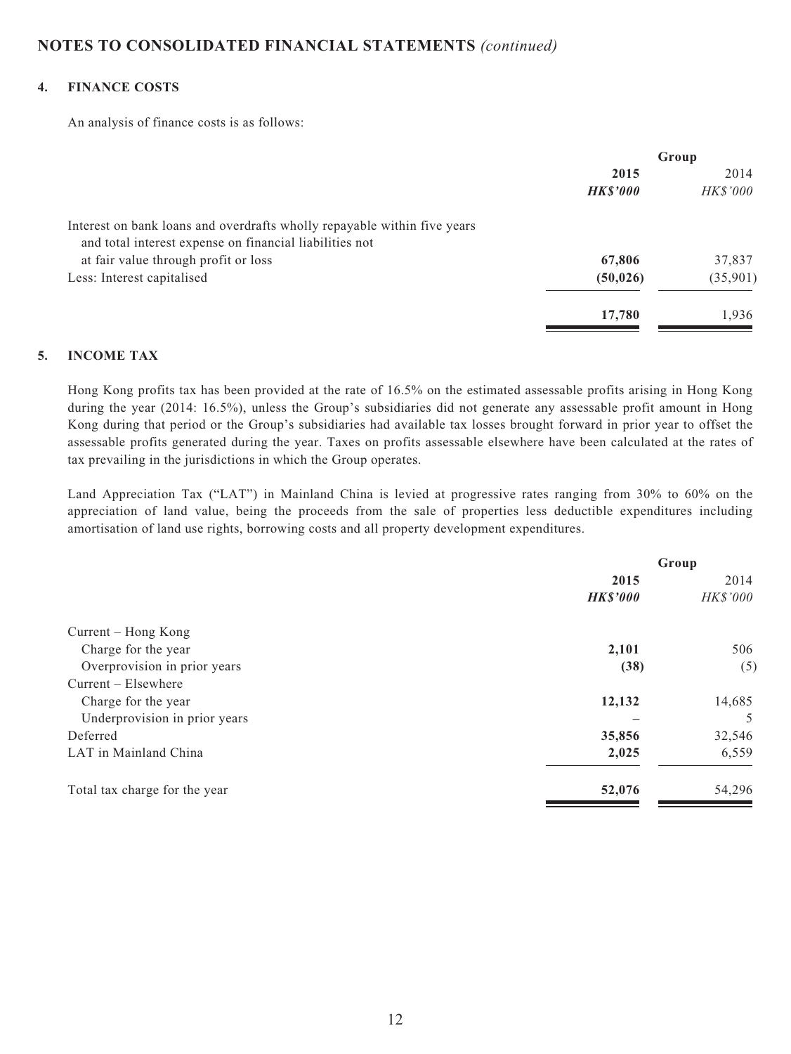## NOTES TO CONSOLIDATED FINANCIAL STATEMENTS *(continued)*

### 4. FINANCE COSTS

An analysis of finance costs is as follows:

| | Group | |
|---|---|---|
| | **2015** | 2014 |
| | ***HK$'000*** | *HK$'000* |
| Interest on bank loans and overdrafts wholly repayable within five years and total interest expense on financial liabilities not at fair value through profit or loss | **67,806** | 37,837 |
| Less: Interest capitalised | **(50,026)** | (35,901) |
| | **17,780** | 1,936 |

### 5. INCOME TAX

Hong Kong profits tax has been provided at the rate of 16.5% on the estimated assessable profits arising in Hong Kong during the year (2014: 16.5%), unless the Group's subsidiaries did not generate any assessable profit amount in Hong Kong during that period or the Group's subsidiaries had available tax losses brought forward in prior year to offset the assessable profits generated during the year. Taxes on profits assessable elsewhere have been calculated at the rates of tax prevailing in the jurisdictions in which the Group operates.

Land Appreciation Tax ("LAT") in Mainland China is levied at progressive rates ranging from 30% to 60% on the appreciation of land value, being the proceeds from the sale of properties less deductible expenditures including amortisation of land use rights, borrowing costs and all property development expenditures.

| | Group | |
|---|---|---|
| | **2015** | 2014 |
| | ***HK$'000*** | *HK$'000* |
| Current – Hong Kong | | |
| Charge for the year | **2,101** | 506 |
| Overprovision in prior years | **(38)** | (5) |
| Current – Elsewhere | | |
| Charge for the year | **12,132** | 14,685 |
| Underprovision in prior years | **–** | 5 |
| Deferred | **35,856** | 32,546 |
| LAT in Mainland China | **2,025** | 6,559 |
| Total tax charge for the year | **52,076** | 54,296 |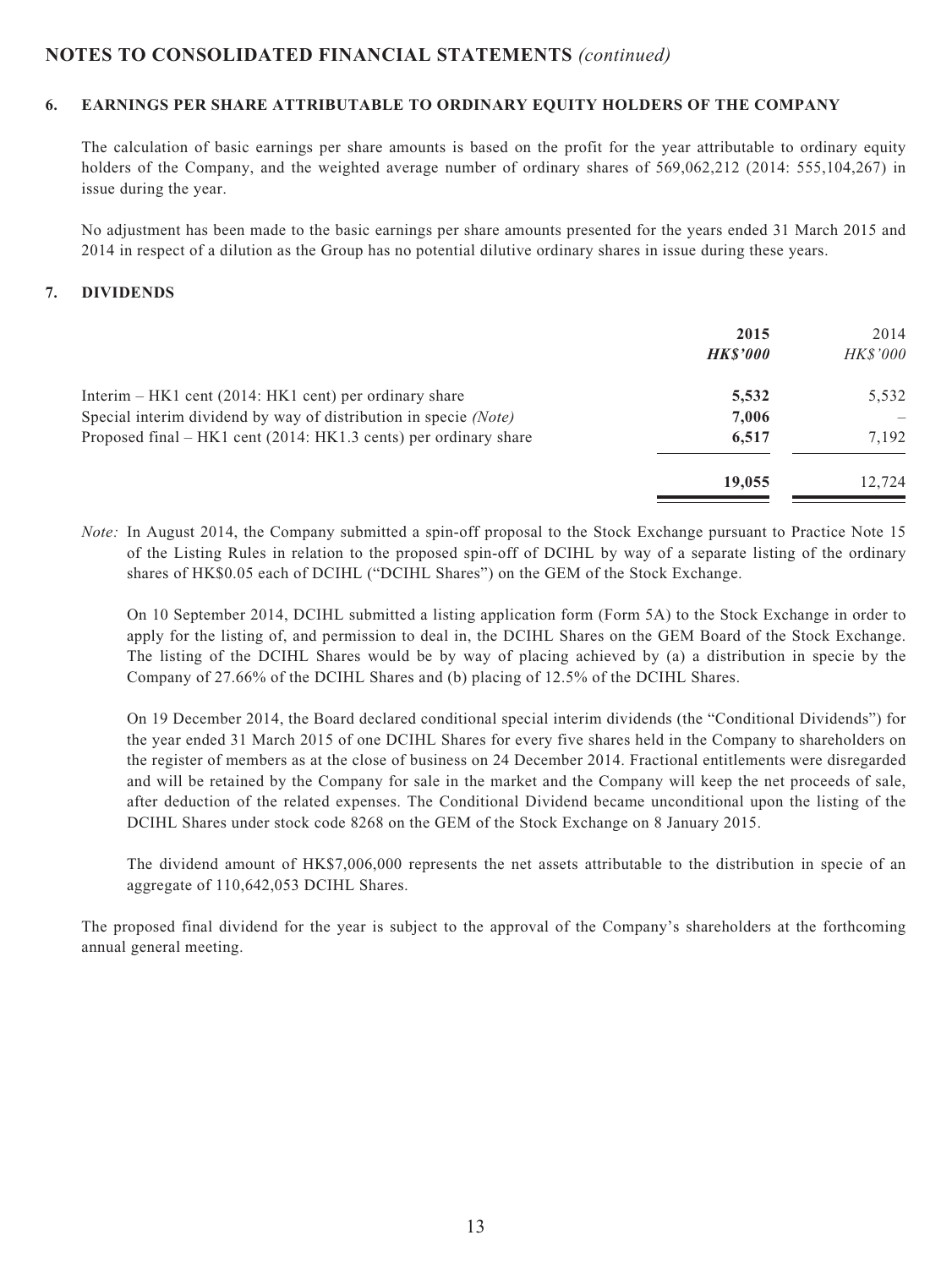## NOTES TO CONSOLIDATED FINANCIAL STATEMENTS *(continued)*

### 6. EARNINGS PER SHARE ATTRIBUTABLE TO ORDINARY EQUITY HOLDERS OF THE COMPANY

The calculation of basic earnings per share amounts is based on the profit for the year attributable to ordinary equity holders of the Company, and the weighted average number of ordinary shares of 569,062,212 (2014: 555,104,267) in issue during the year.

No adjustment has been made to the basic earnings per share amounts presented for the years ended 31 March 2015 and 2014 in respect of a dilution as the Group has no potential dilutive ordinary shares in issue during these years.

### 7. DIVIDENDS

| | **2015** | 2014 |
|---|---|---|
| | ***HK$'000*** | *HK$'000* |
| Interim – HK1 cent (2014: HK1 cent) per ordinary share | **5,532** | 5,532 |
| Special interim dividend by way of distribution in specie *(Note)* | **7,006** | – |
| Proposed final – HK1 cent (2014: HK1.3 cents) per ordinary share | **6,517** | 7,192 |
| | **19,055** | 12,724 |

*Note:* In August 2014, the Company submitted a spin-off proposal to the Stock Exchange pursuant to Practice Note 15 of the Listing Rules in relation to the proposed spin-off of DCIHL by way of a separate listing of the ordinary shares of HK$0.05 each of DCIHL ("DCIHL Shares") on the GEM of the Stock Exchange.

On 10 September 2014, DCIHL submitted a listing application form (Form 5A) to the Stock Exchange in order to apply for the listing of, and permission to deal in, the DCIHL Shares on the GEM Board of the Stock Exchange. The listing of the DCIHL Shares would be by way of placing achieved by (a) a distribution in specie by the Company of 27.66% of the DCIHL Shares and (b) placing of 12.5% of the DCIHL Shares.

On 19 December 2014, the Board declared conditional special interim dividends (the "Conditional Dividends") for the year ended 31 March 2015 of one DCIHL Shares for every five shares held in the Company to shareholders on the register of members as at the close of business on 24 December 2014. Fractional entitlements were disregarded and will be retained by the Company for sale in the market and the Company will keep the net proceeds of sale, after deduction of the related expenses. The Conditional Dividend became unconditional upon the listing of the DCIHL Shares under stock code 8268 on the GEM of the Stock Exchange on 8 January 2015.

The dividend amount of HK$7,006,000 represents the net assets attributable to the distribution in specie of an aggregate of 110,642,053 DCIHL Shares.

The proposed final dividend for the year is subject to the approval of the Company's shareholders at the forthcoming annual general meeting.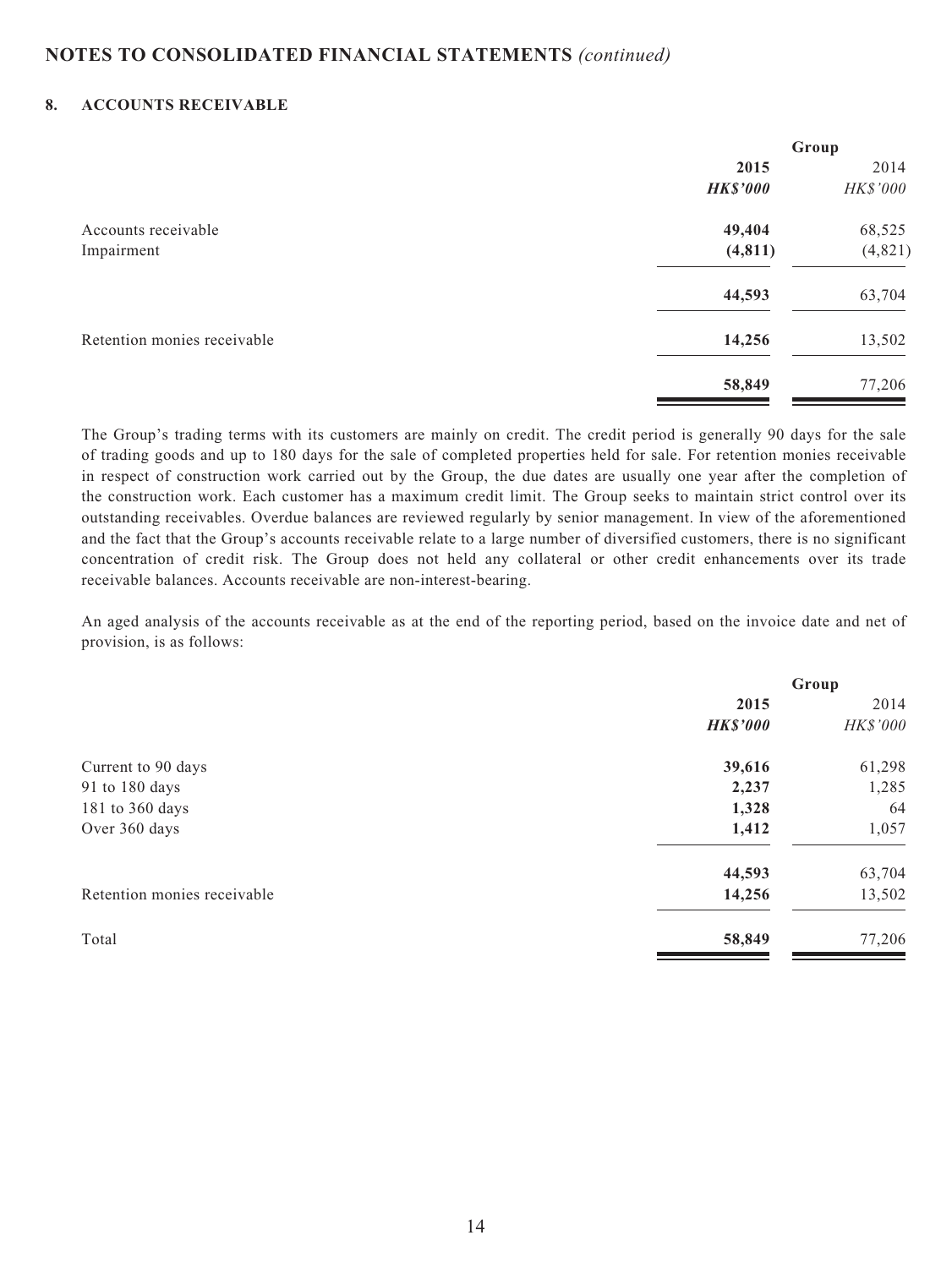## NOTES TO CONSOLIDATED FINANCIAL STATEMENTS *(continued)*

### 8. ACCOUNTS RECEIVABLE

| | Group | |
|---|---|---|
| | **2015** | 2014 |
| | ***HK$'000*** | *HK$'000* |
| Accounts receivable | **49,404** | 68,525 |
| Impairment | **(4,811)** | (4,821) |
| | **44,593** | 63,704 |
| Retention monies receivable | **14,256** | 13,502 |
| | **58,849** | 77,206 |

The Group's trading terms with its customers are mainly on credit. The credit period is generally 90 days for the sale of trading goods and up to 180 days for the sale of completed properties held for sale. For retention monies receivable in respect of construction work carried out by the Group, the due dates are usually one year after the completion of the construction work. Each customer has a maximum credit limit. The Group seeks to maintain strict control over its outstanding receivables. Overdue balances are reviewed regularly by senior management. In view of the aforementioned and the fact that the Group's accounts receivable relate to a large number of diversified customers, there is no significant concentration of credit risk. The Group does not held any collateral or other credit enhancements over its trade receivable balances. Accounts receivable are non-interest-bearing.

An aged analysis of the accounts receivable as at the end of the reporting period, based on the invoice date and net of provision, is as follows:

| | Group | |
|---|---|---|
| | **2015** | 2014 |
| | ***HK$'000*** | *HK$'000* |
| Current to 90 days | **39,616** | 61,298 |
| 91 to 180 days | **2,237** | 1,285 |
| 181 to 360 days | **1,328** | 64 |
| Over 360 days | **1,412** | 1,057 |
| | **44,593** | 63,704 |
| Retention monies receivable | **14,256** | 13,502 |
| Total | **58,849** | 77,206 |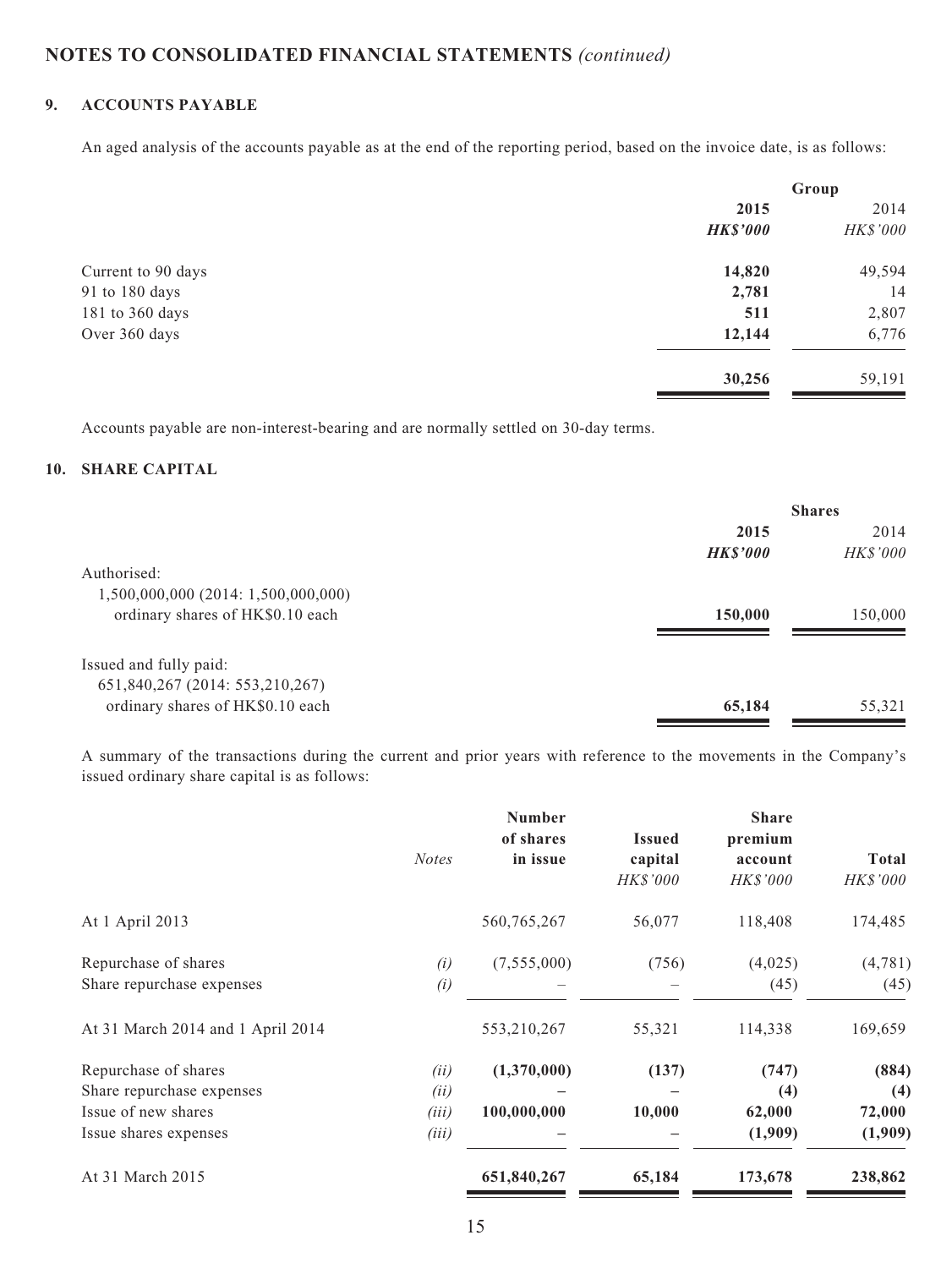## NOTES TO CONSOLIDATED FINANCIAL STATEMENTS *(continued)*

### 9. ACCOUNTS PAYABLE

An aged analysis of the accounts payable as at the end of the reporting period, based on the invoice date, is as follows:

| | Group | |
|---|---|---|
| | **2015** | 2014 |
| | ***HK$'000*** | *HK$'000* |
| Current to 90 days | **14,820** | 49,594 |
| 91 to 180 days | **2,781** | 14 |
| 181 to 360 days | **511** | 2,807 |
| Over 360 days | **12,144** | 6,776 |
| | **30,256** | 59,191 |

Accounts payable are non-interest-bearing and are normally settled on 30-day terms.

### 10. SHARE CAPITAL

| | Shares | |
|---|---|---|
| | **2015** | 2014 |
| | ***HK$'000*** | *HK$'000* |
| Authorised:<br>1,500,000,000 (2014: 1,500,000,000) ordinary shares of HK$0.10 each | **150,000** | 150,000 |
| Issued and fully paid:<br>651,840,267 (2014: 553,210,267) ordinary shares of HK$0.10 each | **65,184** | 55,321 |

A summary of the transactions during the current and prior years with reference to the movements in the Company's issued ordinary share capital is as follows:

| | *Notes* | Number of shares in issue | Issued capital *HK$'000* | Share premium account *HK$'000* | Total *HK$'000* |
|---|---|---|---|---|---|
| At 1 April 2013 | | 560,765,267 | 56,077 | 118,408 | 174,485 |
| Repurchase of shares | *(i)* | (7,555,000) | (756) | (4,025) | (4,781) |
| Share repurchase expenses | *(i)* | – | – | (45) | (45) |
| At 31 March 2014 and 1 April 2014 | | 553,210,267 | 55,321 | 114,338 | 169,659 |
| Repurchase of shares | *(ii)* | **(1,370,000)** | **(137)** | **(747)** | **(884)** |
| Share repurchase expenses | *(ii)* | **–** | **–** | **(4)** | **(4)** |
| Issue of new shares | *(iii)* | **100,000,000** | **10,000** | **62,000** | **72,000** |
| Issue shares expenses | *(iii)* | **–** | **–** | **(1,909)** | **(1,909)** |
| At 31 March 2015 | | **651,840,267** | **65,184** | **173,678** | **238,862** |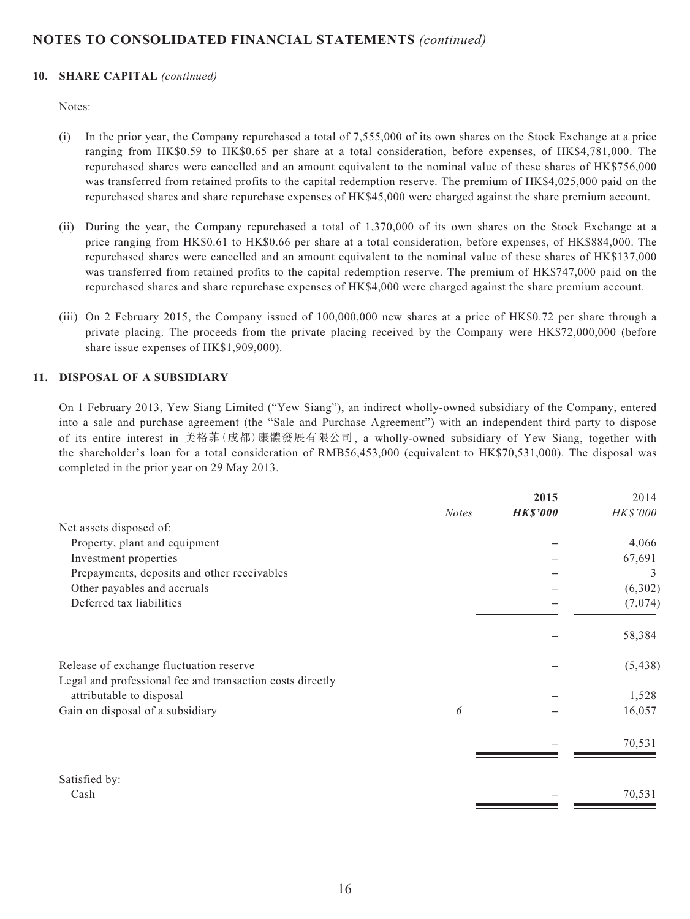## NOTES TO CONSOLIDATED FINANCIAL STATEMENTS *(continued)*

### 10. SHARE CAPITAL *(continued)*

Notes:

(i) In the prior year, the Company repurchased a total of 7,555,000 of its own shares on the Stock Exchange at a price ranging from HK$0.59 to HK$0.65 per share at a total consideration, before expenses, of HK$4,781,000. The repurchased shares were cancelled and an amount equivalent to the nominal value of these shares of HK$756,000 was transferred from retained profits to the capital redemption reserve. The premium of HK$4,025,000 paid on the repurchased shares and share repurchase expenses of HK$45,000 were charged against the share premium account.

(ii) During the year, the Company repurchased a total of 1,370,000 of its own shares on the Stock Exchange at a price ranging from HK$0.61 to HK$0.66 per share at a total consideration, before expenses, of HK$884,000. The repurchased shares were cancelled and an amount equivalent to the nominal value of these shares of HK$137,000 was transferred from retained profits to the capital redemption reserve. The premium of HK$747,000 paid on the repurchased shares and share repurchase expenses of HK$4,000 were charged against the share premium account.

(iii) On 2 February 2015, the Company issued of 100,000,000 new shares at a price of HK$0.72 per share through a private placing. The proceeds from the private placing received by the Company were HK$72,000,000 (before share issue expenses of HK$1,909,000).

### 11. DISPOSAL OF A SUBSIDIARY

On 1 February 2013, Yew Siang Limited ("Yew Siang"), an indirect wholly-owned subsidiary of the Company, entered into a sale and purchase agreement (the "Sale and Purchase Agreement") with an independent third party to dispose of its entire interest in 美格菲(成都)康體發展有限公司, a wholly-owned subsidiary of Yew Siang, together with the shareholder's loan for a total consideration of RMB56,453,000 (equivalent to HK$70,531,000). The disposal was completed in the prior year on 29 May 2013.

| | *Notes* | **2015** **HK$'000** | 2014 *HK$'000* |
|---|---|---|---|
| Net assets disposed of: | | | |
| Property, plant and equipment | | – | 4,066 |
| Investment properties | | – | 67,691 |
| Prepayments, deposits and other receivables | | – | 3 |
| Other payables and accruals | | – | (6,302) |
| Deferred tax liabilities | | – | (7,074) |
| | | – | 58,384 |
| Release of exchange fluctuation reserve | | – | (5,438) |
| Legal and professional fee and transaction costs directly attributable to disposal | | – | 1,528 |
| Gain on disposal of a subsidiary | *6* | – | 16,057 |
| | | – | 70,531 |
| Satisfied by: | | | |
| Cash | | – | 70,531 |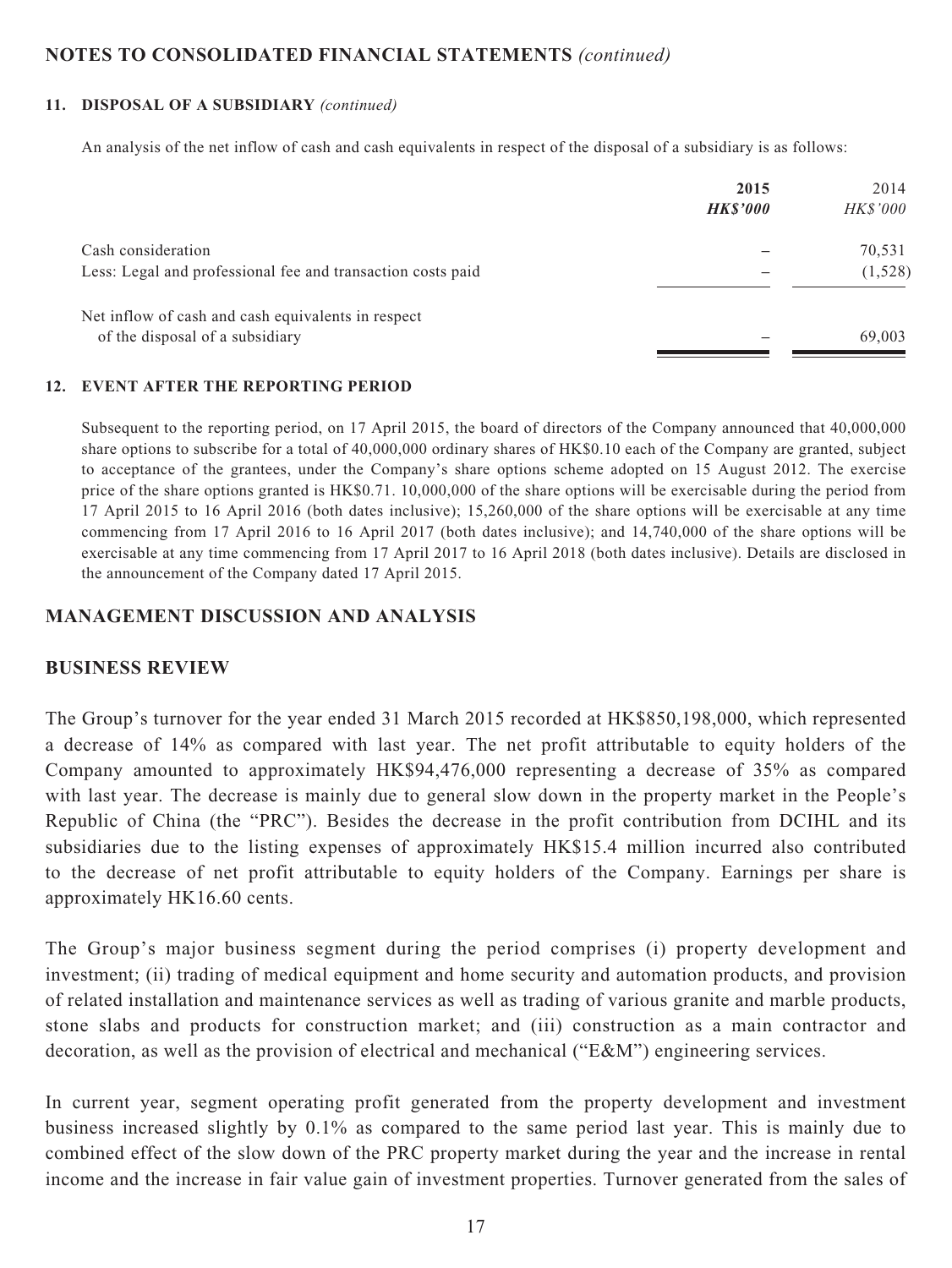## NOTES TO CONSOLIDATED FINANCIAL STATEMENTS *(continued)*

### 11. DISPOSAL OF A SUBSIDIARY *(continued)*

An analysis of the net inflow of cash and cash equivalents in respect of the disposal of a subsidiary is as follows:

| | **2015** | 2014 |
|---|---|---|
| | ***HK$'000*** | *HK$'000* |
| Cash consideration | – | 70,531 |
| Less: Legal and professional fee and transaction costs paid | – | (1,528) |
| Net inflow of cash and cash equivalents in respect of the disposal of a subsidiary | – | 69,003 |

### 12. EVENT AFTER THE REPORTING PERIOD

Subsequent to the reporting period, on 17 April 2015, the board of directors of the Company announced that 40,000,000 share options to subscribe for a total of 40,000,000 ordinary shares of HK$0.10 each of the Company are granted, subject to acceptance of the grantees, under the Company's share options scheme adopted on 15 August 2012. The exercise price of the share options granted is HK$0.71. 10,000,000 of the share options will be exercisable during the period from 17 April 2015 to 16 April 2016 (both dates inclusive); 15,260,000 of the share options will be exercisable at any time commencing from 17 April 2016 to 16 April 2017 (both dates inclusive); and 14,740,000 of the share options will be exercisable at any time commencing from 17 April 2017 to 16 April 2018 (both dates inclusive). Details are disclosed in the announcement of the Company dated 17 April 2015.

## MANAGEMENT DISCUSSION AND ANALYSIS

### BUSINESS REVIEW

The Group's turnover for the year ended 31 March 2015 recorded at HK$850,198,000, which represented a decrease of 14% as compared with last year. The net profit attributable to equity holders of the Company amounted to approximately HK$94,476,000 representing a decrease of 35% as compared with last year. The decrease is mainly due to general slow down in the property market in the People's Republic of China (the "PRC"). Besides the decrease in the profit contribution from DCIHL and its subsidiaries due to the listing expenses of approximately HK$15.4 million incurred also contributed to the decrease of net profit attributable to equity holders of the Company. Earnings per share is approximately HK16.60 cents.

The Group's major business segment during the period comprises (i) property development and investment; (ii) trading of medical equipment and home security and automation products, and provision of related installation and maintenance services as well as trading of various granite and marble products, stone slabs and products for construction market; and (iii) construction as a main contractor and decoration, as well as the provision of electrical and mechanical ("E&M") engineering services.

In current year, segment operating profit generated from the property development and investment business increased slightly by 0.1% as compared to the same period last year. This is mainly due to combined effect of the slow down of the PRC property market during the year and the increase in rental income and the increase in fair value gain of investment properties. Turnover generated from the sales of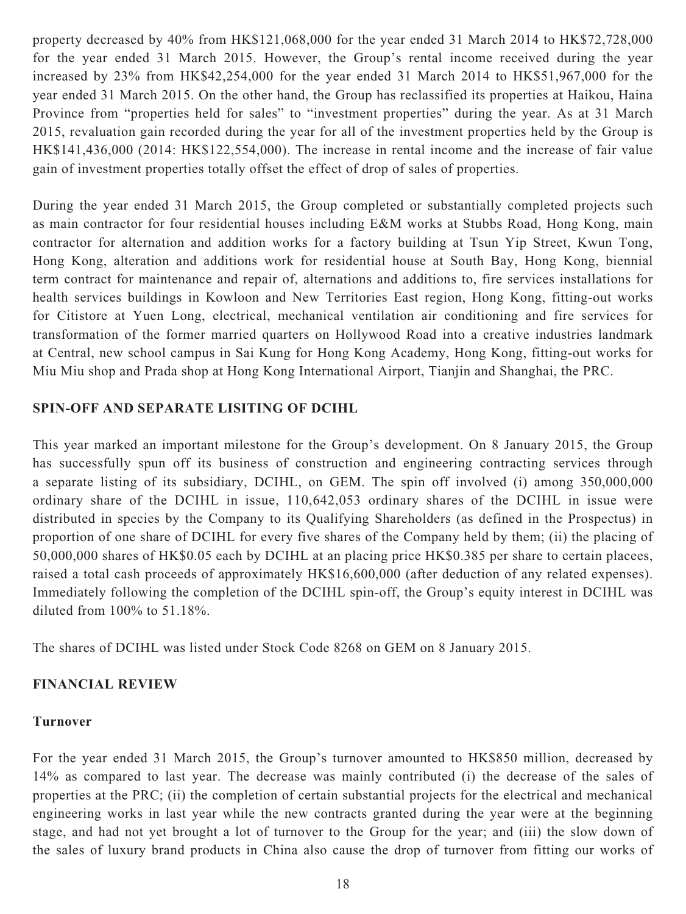property decreased by 40% from HK$121,068,000 for the year ended 31 March 2014 to HK$72,728,000 for the year ended 31 March 2015. However, the Group's rental income received during the year increased by 23% from HK$42,254,000 for the year ended 31 March 2014 to HK$51,967,000 for the year ended 31 March 2015. On the other hand, the Group has reclassified its properties at Haikou, Haina Province from "properties held for sales" to "investment properties" during the year. As at 31 March 2015, revaluation gain recorded during the year for all of the investment properties held by the Group is HK$141,436,000 (2014: HK$122,554,000). The increase in rental income and the increase of fair value gain of investment properties totally offset the effect of drop of sales of properties.

During the year ended 31 March 2015, the Group completed or substantially completed projects such as main contractor for four residential houses including E&M works at Stubbs Road, Hong Kong, main contractor for alternation and addition works for a factory building at Tsun Yip Street, Kwun Tong, Hong Kong, alteration and additions work for residential house at South Bay, Hong Kong, biennial term contract for maintenance and repair of, alternations and additions to, fire services installations for health services buildings in Kowloon and New Territories East region, Hong Kong, fitting-out works for Citistore at Yuen Long, electrical, mechanical ventilation air conditioning and fire services for transformation of the former married quarters on Hollywood Road into a creative industries landmark at Central, new school campus in Sai Kung for Hong Kong Academy, Hong Kong, fitting-out works for Miu Miu shop and Prada shop at Hong Kong International Airport, Tianjin and Shanghai, the PRC.

## SPIN-OFF AND SEPARATE LISITING OF DCIHL

This year marked an important milestone for the Group's development. On 8 January 2015, the Group has successfully spun off its business of construction and engineering contracting services through a separate listing of its subsidiary, DCIHL, on GEM. The spin off involved (i) among 350,000,000 ordinary share of the DCIHL in issue, 110,642,053 ordinary shares of the DCIHL in issue were distributed in species by the Company to its Qualifying Shareholders (as defined in the Prospectus) in proportion of one share of DCIHL for every five shares of the Company held by them; (ii) the placing of 50,000,000 shares of HK$0.05 each by DCIHL at an placing price HK$0.385 per share to certain placees, raised a total cash proceeds of approximately HK$16,600,000 (after deduction of any related expenses). Immediately following the completion of the DCIHL spin-off, the Group's equity interest in DCIHL was diluted from 100% to 51.18%.

The shares of DCIHL was listed under Stock Code 8268 on GEM on 8 January 2015.

## FINANCIAL REVIEW

### Turnover

For the year ended 31 March 2015, the Group's turnover amounted to HK$850 million, decreased by 14% as compared to last year. The decrease was mainly contributed (i) the decrease of the sales of properties at the PRC; (ii) the completion of certain substantial projects for the electrical and mechanical engineering works in last year while the new contracts granted during the year were at the beginning stage, and had not yet brought a lot of turnover to the Group for the year; and (iii) the slow down of the sales of luxury brand products in China also cause the drop of turnover from fitting our works of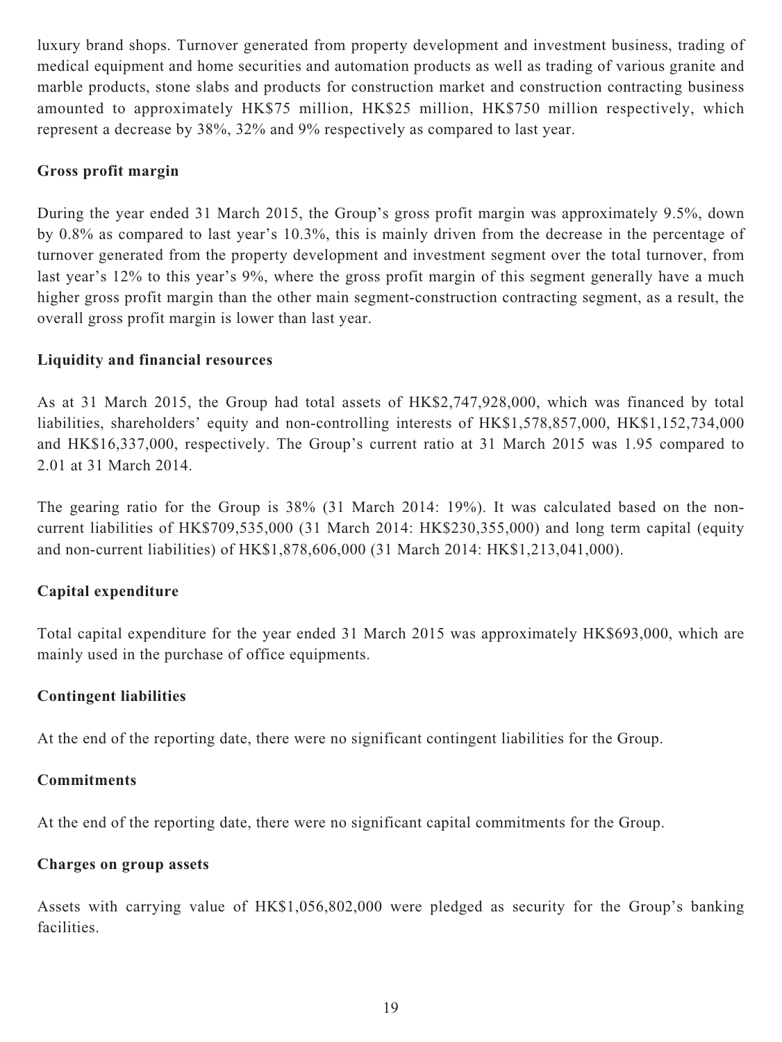luxury brand shops. Turnover generated from property development and investment business, trading of medical equipment and home securities and automation products as well as trading of various granite and marble products, stone slabs and products for construction market and construction contracting business amounted to approximately HK$75 million, HK$25 million, HK$750 million respectively, which represent a decrease by 38%, 32% and 9% respectively as compared to last year.

**Gross profit margin**

During the year ended 31 March 2015, the Group's gross profit margin was approximately 9.5%, down by 0.8% as compared to last year's 10.3%, this is mainly driven from the decrease in the percentage of turnover generated from the property development and investment segment over the total turnover, from last year's 12% to this year's 9%, where the gross profit margin of this segment generally have a much higher gross profit margin than the other main segment-construction contracting segment, as a result, the overall gross profit margin is lower than last year.

**Liquidity and financial resources**

As at 31 March 2015, the Group had total assets of HK$2,747,928,000, which was financed by total liabilities, shareholders' equity and non-controlling interests of HK$1,578,857,000, HK$1,152,734,000 and HK$16,337,000, respectively. The Group's current ratio at 31 March 2015 was 1.95 compared to 2.01 at 31 March 2014.

The gearing ratio for the Group is 38% (31 March 2014: 19%). It was calculated based on the non-current liabilities of HK$709,535,000 (31 March 2014: HK$230,355,000) and long term capital (equity and non-current liabilities) of HK$1,878,606,000 (31 March 2014: HK$1,213,041,000).

**Capital expenditure**

Total capital expenditure for the year ended 31 March 2015 was approximately HK$693,000, which are mainly used in the purchase of office equipments.

**Contingent liabilities**

At the end of the reporting date, there were no significant contingent liabilities for the Group.

**Commitments**

At the end of the reporting date, there were no significant capital commitments for the Group.

**Charges on group assets**

Assets with carrying value of HK$1,056,802,000 were pledged as security for the Group's banking facilities.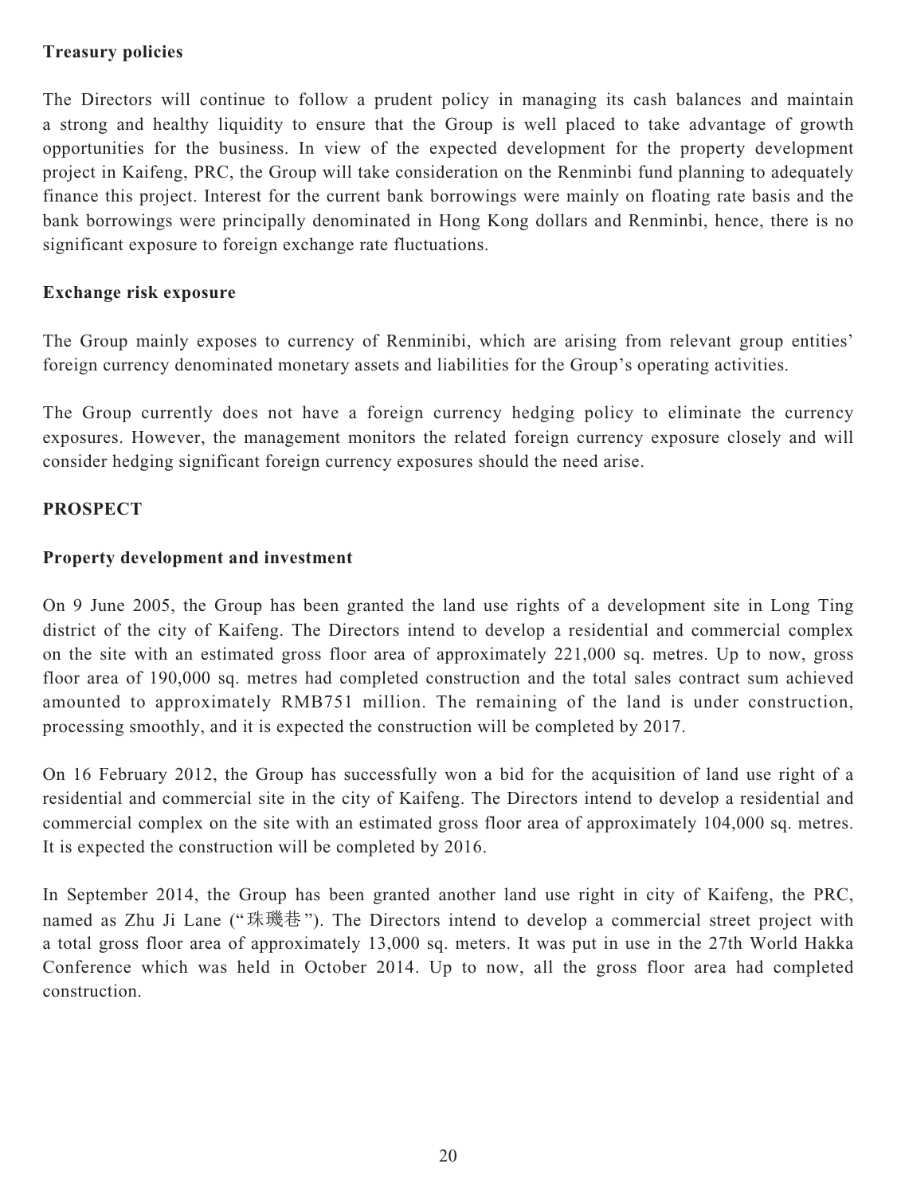**Treasury policies**

The Directors will continue to follow a prudent policy in managing its cash balances and maintain a strong and healthy liquidity to ensure that the Group is well placed to take advantage of growth opportunities for the business. In view of the expected development for the property development project in Kaifeng, PRC, the Group will take consideration on the Renminbi fund planning to adequately finance this project. Interest for the current bank borrowings were mainly on floating rate basis and the bank borrowings were principally denominated in Hong Kong dollars and Renminbi, hence, there is no significant exposure to foreign exchange rate fluctuations.

**Exchange risk exposure**

The Group mainly exposes to currency of Renminibi, which are arising from relevant group entities' foreign currency denominated monetary assets and liabilities for the Group's operating activities.

The Group currently does not have a foreign currency hedging policy to eliminate the currency exposures. However, the management monitors the related foreign currency exposure closely and will consider hedging significant foreign currency exposures should the need arise.

## PROSPECT

**Property development and investment**

On 9 June 2005, the Group has been granted the land use rights of a development site in Long Ting district of the city of Kaifeng. The Directors intend to develop a residential and commercial complex on the site with an estimated gross floor area of approximately 221,000 sq. metres. Up to now, gross floor area of 190,000 sq. metres had completed construction and the total sales contract sum achieved amounted to approximately RMB751 million. The remaining of the land is under construction, processing smoothly, and it is expected the construction will be completed by 2017.

On 16 February 2012, the Group has successfully won a bid for the acquisition of land use right of a residential and commercial site in the city of Kaifeng. The Directors intend to develop a residential and commercial complex on the site with an estimated gross floor area of approximately 104,000 sq. metres. It is expected the construction will be completed by 2016.

In September 2014, the Group has been granted another land use right in city of Kaifeng, the PRC, named as Zhu Ji Lane ("珠璣巷"). The Directors intend to develop a commercial street project with a total gross floor area of approximately 13,000 sq. meters. It was put in use in the 27th World Hakka Conference which was held in October 2014. Up to now, all the gross floor area had completed construction.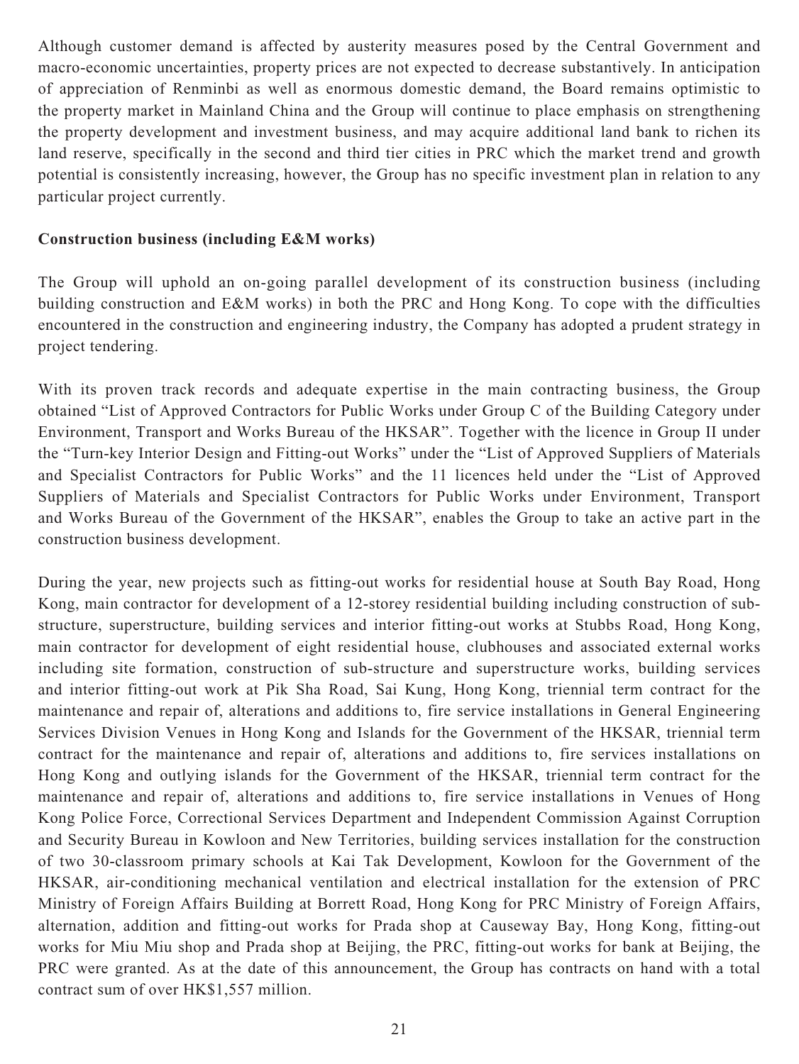Although customer demand is affected by austerity measures posed by the Central Government and macro-economic uncertainties, property prices are not expected to decrease substantively. In anticipation of appreciation of Renminbi as well as enormous domestic demand, the Board remains optimistic to the property market in Mainland China and the Group will continue to place emphasis on strengthening the property development and investment business, and may acquire additional land bank to richen its land reserve, specifically in the second and third tier cities in PRC which the market trend and growth potential is consistently increasing, however, the Group has no specific investment plan in relation to any particular project currently.

**Construction business (including E&M works)**

The Group will uphold an on-going parallel development of its construction business (including building construction and E&M works) in both the PRC and Hong Kong. To cope with the difficulties encountered in the construction and engineering industry, the Company has adopted a prudent strategy in project tendering.

With its proven track records and adequate expertise in the main contracting business, the Group obtained "List of Approved Contractors for Public Works under Group C of the Building Category under Environment, Transport and Works Bureau of the HKSAR". Together with the licence in Group II under the "Turn-key Interior Design and Fitting-out Works" under the "List of Approved Suppliers of Materials and Specialist Contractors for Public Works" and the 11 licences held under the "List of Approved Suppliers of Materials and Specialist Contractors for Public Works under Environment, Transport and Works Bureau of the Government of the HKSAR", enables the Group to take an active part in the construction business development.

During the year, new projects such as fitting-out works for residential house at South Bay Road, Hong Kong, main contractor for development of a 12-storey residential building including construction of sub-structure, superstructure, building services and interior fitting-out works at Stubbs Road, Hong Kong, main contractor for development of eight residential house, clubhouses and associated external works including site formation, construction of sub-structure and superstructure works, building services and interior fitting-out work at Pik Sha Road, Sai Kung, Hong Kong, triennial term contract for the maintenance and repair of, alterations and additions to, fire service installations in General Engineering Services Division Venues in Hong Kong and Islands for the Government of the HKSAR, triennial term contract for the maintenance and repair of, alterations and additions to, fire services installations on Hong Kong and outlying islands for the Government of the HKSAR, triennial term contract for the maintenance and repair of, alterations and additions to, fire service installations in Venues of Hong Kong Police Force, Correctional Services Department and Independent Commission Against Corruption and Security Bureau in Kowloon and New Territories, building services installation for the construction of two 30-classroom primary schools at Kai Tak Development, Kowloon for the Government of the HKSAR, air-conditioning mechanical ventilation and electrical installation for the extension of PRC Ministry of Foreign Affairs Building at Borrett Road, Hong Kong for PRC Ministry of Foreign Affairs, alternation, addition and fitting-out works for Prada shop at Causeway Bay, Hong Kong, fitting-out works for Miu Miu shop and Prada shop at Beijing, the PRC, fitting-out works for bank at Beijing, the PRC were granted. As at the date of this announcement, the Group has contracts on hand with a total contract sum of over HK$1,557 million.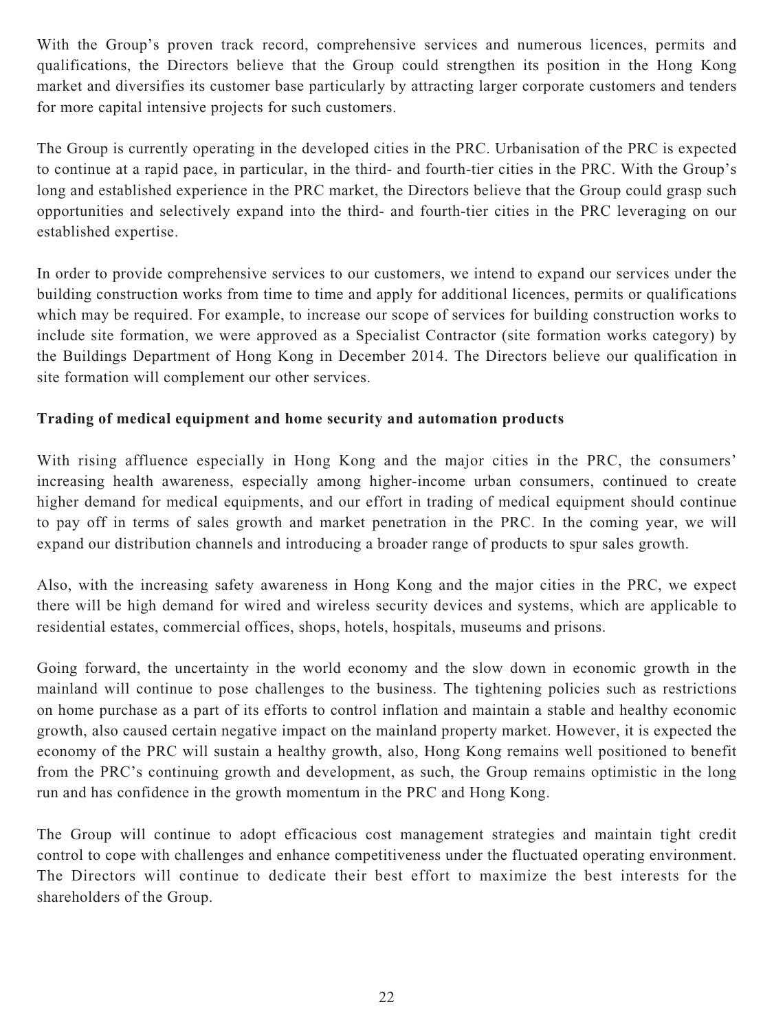With the Group's proven track record, comprehensive services and numerous licences, permits and qualifications, the Directors believe that the Group could strengthen its position in the Hong Kong market and diversifies its customer base particularly by attracting larger corporate customers and tenders for more capital intensive projects for such customers.

The Group is currently operating in the developed cities in the PRC. Urbanisation of the PRC is expected to continue at a rapid pace, in particular, in the third- and fourth-tier cities in the PRC. With the Group's long and established experience in the PRC market, the Directors believe that the Group could grasp such opportunities and selectively expand into the third- and fourth-tier cities in the PRC leveraging on our established expertise.

In order to provide comprehensive services to our customers, we intend to expand our services under the building construction works from time to time and apply for additional licences, permits or qualifications which may be required. For example, to increase our scope of services for building construction works to include site formation, we were approved as a Specialist Contractor (site formation works category) by the Buildings Department of Hong Kong in December 2014. The Directors believe our qualification in site formation will complement our other services.

**Trading of medical equipment and home security and automation products**

With rising affluence especially in Hong Kong and the major cities in the PRC, the consumers' increasing health awareness, especially among higher-income urban consumers, continued to create higher demand for medical equipments, and our effort in trading of medical equipment should continue to pay off in terms of sales growth and market penetration in the PRC. In the coming year, we will expand our distribution channels and introducing a broader range of products to spur sales growth.

Also, with the increasing safety awareness in Hong Kong and the major cities in the PRC, we expect there will be high demand for wired and wireless security devices and systems, which are applicable to residential estates, commercial offices, shops, hotels, hospitals, museums and prisons.

Going forward, the uncertainty in the world economy and the slow down in economic growth in the mainland will continue to pose challenges to the business. The tightening policies such as restrictions on home purchase as a part of its efforts to control inflation and maintain a stable and healthy economic growth, also caused certain negative impact on the mainland property market. However, it is expected the economy of the PRC will sustain a healthy growth, also, Hong Kong remains well positioned to benefit from the PRC's continuing growth and development, as such, the Group remains optimistic in the long run and has confidence in the growth momentum in the PRC and Hong Kong.

The Group will continue to adopt efficacious cost management strategies and maintain tight credit control to cope with challenges and enhance competitiveness under the fluctuated operating environment. The Directors will continue to dedicate their best effort to maximize the best interests for the shareholders of the Group.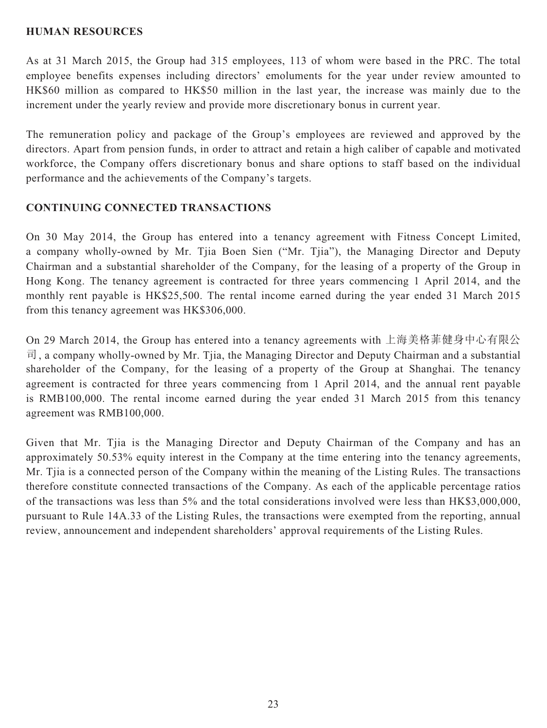## HUMAN RESOURCES

As at 31 March 2015, the Group had 315 employees, 113 of whom were based in the PRC. The total employee benefits expenses including directors' emoluments for the year under review amounted to HK$60 million as compared to HK$50 million in the last year, the increase was mainly due to the increment under the yearly review and provide more discretionary bonus in current year.

The remuneration policy and package of the Group's employees are reviewed and approved by the directors. Apart from pension funds, in order to attract and retain a high caliber of capable and motivated workforce, the Company offers discretionary bonus and share options to staff based on the individual performance and the achievements of the Company's targets.

## CONTINUING CONNECTED TRANSACTIONS

On 30 May 2014, the Group has entered into a tenancy agreement with Fitness Concept Limited, a company wholly-owned by Mr. Tjia Boen Sien ("Mr. Tjia"), the Managing Director and Deputy Chairman and a substantial shareholder of the Company, for the leasing of a property of the Group in Hong Kong. The tenancy agreement is contracted for three years commencing 1 April 2014, and the monthly rent payable is HK$25,500. The rental income earned during the year ended 31 March 2015 from this tenancy agreement was HK$306,000.

On 29 March 2014, the Group has entered into a tenancy agreements with 上海美格菲健身中心有限公司, a company wholly-owned by Mr. Tjia, the Managing Director and Deputy Chairman and a substantial shareholder of the Company, for the leasing of a property of the Group at Shanghai. The tenancy agreement is contracted for three years commencing from 1 April 2014, and the annual rent payable is RMB100,000. The rental income earned during the year ended 31 March 2015 from this tenancy agreement was RMB100,000.

Given that Mr. Tjia is the Managing Director and Deputy Chairman of the Company and has an approximately 50.53% equity interest in the Company at the time entering into the tenancy agreements, Mr. Tjia is a connected person of the Company within the meaning of the Listing Rules. The transactions therefore constitute connected transactions of the Company. As each of the applicable percentage ratios of the transactions was less than 5% and the total considerations involved were less than HK$3,000,000, pursuant to Rule 14A.33 of the Listing Rules, the transactions were exempted from the reporting, annual review, announcement and independent shareholders' approval requirements of the Listing Rules.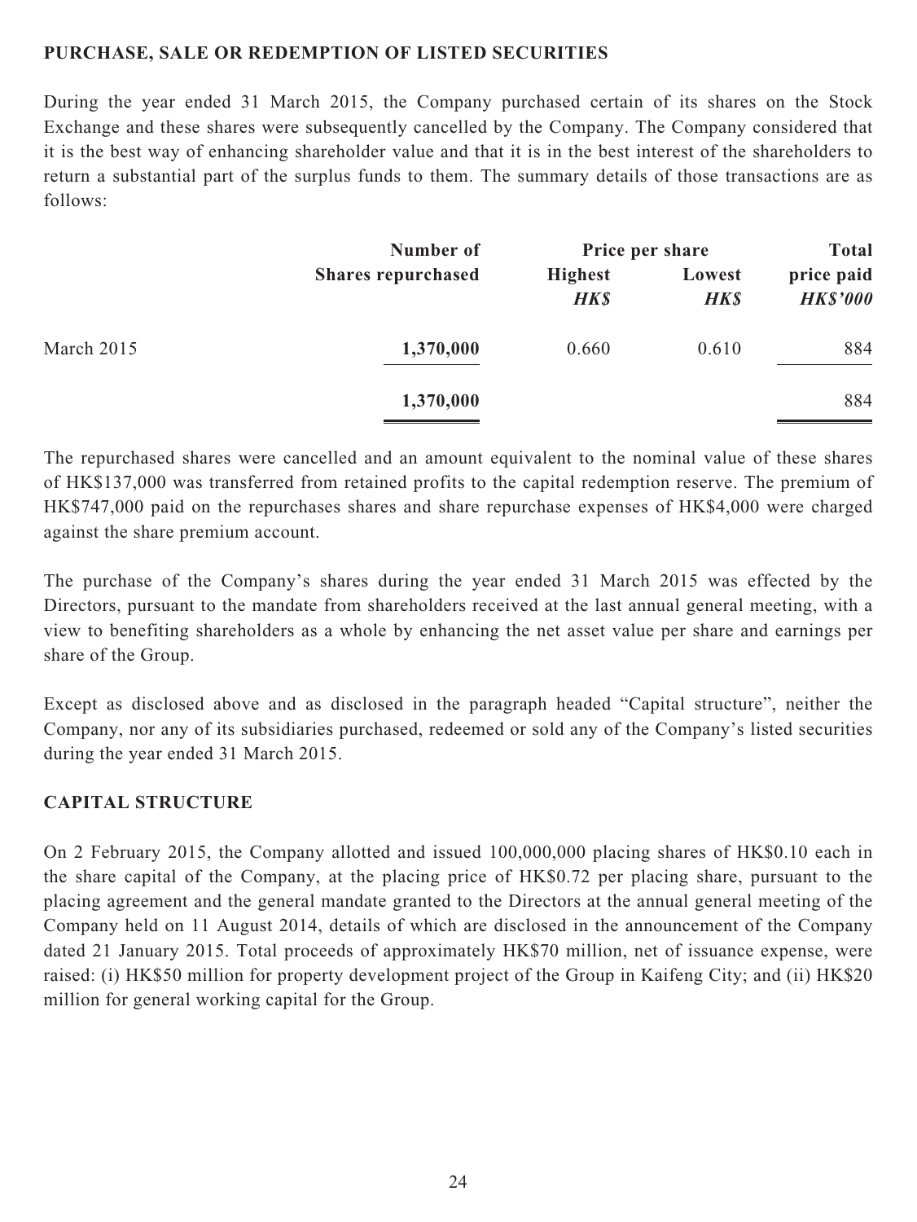## PURCHASE, SALE OR REDEMPTION OF LISTED SECURITIES

During the year ended 31 March 2015, the Company purchased certain of its shares on the Stock Exchange and these shares were subsequently cancelled by the Company. The Company considered that it is the best way of enhancing shareholder value and that it is in the best interest of the shareholders to return a substantial part of the surplus funds to them. The summary details of those transactions are as follows:

| | Number of Shares repurchased | Price per share | | Total price paid |
|---|---|---|---|---|
| | | Highest *HK$* | Lowest *HK$* | *HK$'000* |
| March 2015 | **1,370,000** | 0.660 | 0.610 | 884 |
| | **1,370,000** | | | 884 |

The repurchased shares were cancelled and an amount equivalent to the nominal value of these shares of HK$137,000 was transferred from retained profits to the capital redemption reserve. The premium of HK$747,000 paid on the repurchases shares and share repurchase expenses of HK$4,000 were charged against the share premium account.

The purchase of the Company's shares during the year ended 31 March 2015 was effected by the Directors, pursuant to the mandate from shareholders received at the last annual general meeting, with a view to benefiting shareholders as a whole by enhancing the net asset value per share and earnings per share of the Group.

Except as disclosed above and as disclosed in the paragraph headed "Capital structure", neither the Company, nor any of its subsidiaries purchased, redeemed or sold any of the Company's listed securities during the year ended 31 March 2015.

## CAPITAL STRUCTURE

On 2 February 2015, the Company allotted and issued 100,000,000 placing shares of HK$0.10 each in the share capital of the Company, at the placing price of HK$0.72 per placing share, pursuant to the placing agreement and the general mandate granted to the Directors at the annual general meeting of the Company held on 11 August 2014, details of which are disclosed in the announcement of the Company dated 21 January 2015. Total proceeds of approximately HK$70 million, net of issuance expense, were raised: (i) HK$50 million for property development project of the Group in Kaifeng City; and (ii) HK$20 million for general working capital for the Group.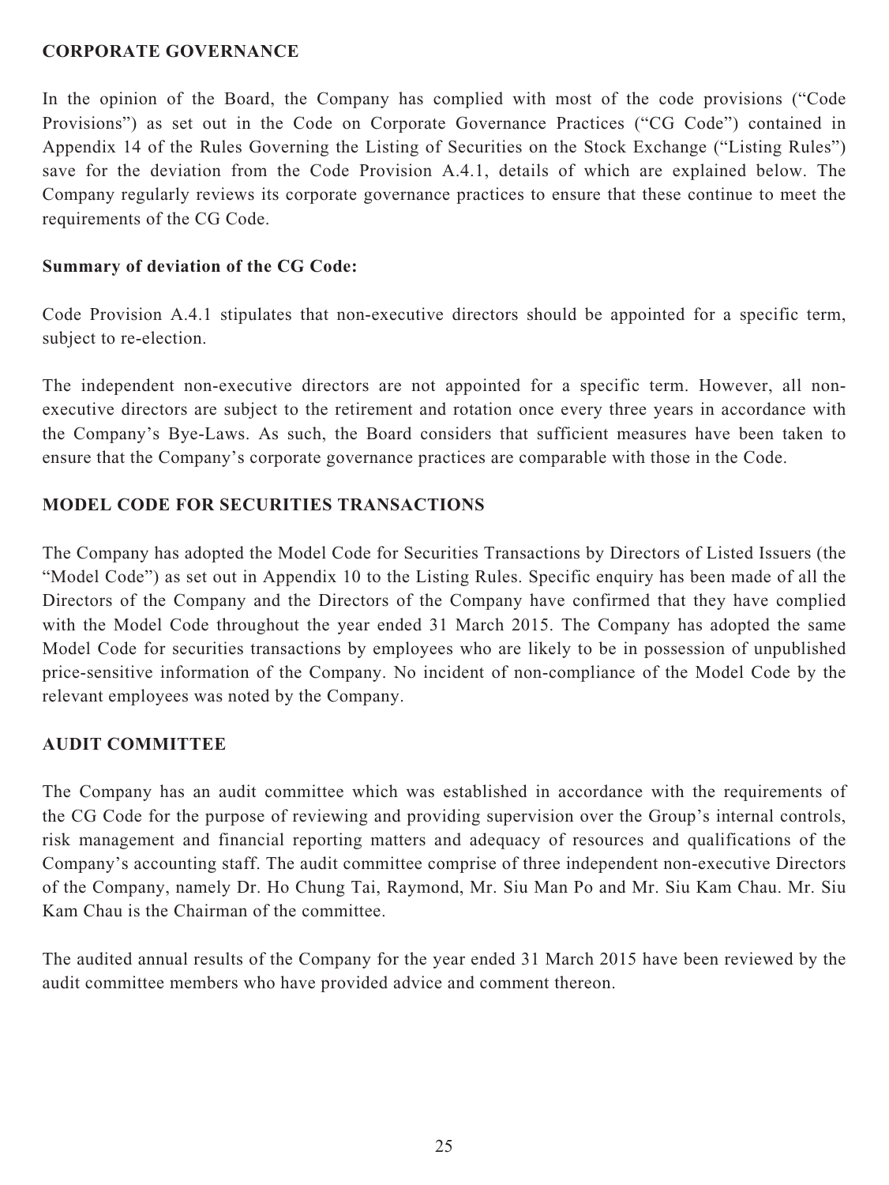## CORPORATE GOVERNANCE

In the opinion of the Board, the Company has complied with most of the code provisions ("Code Provisions") as set out in the Code on Corporate Governance Practices ("CG Code") contained in Appendix 14 of the Rules Governing the Listing of Securities on the Stock Exchange ("Listing Rules") save for the deviation from the Code Provision A.4.1, details of which are explained below. The Company regularly reviews its corporate governance practices to ensure that these continue to meet the requirements of the CG Code.

### Summary of deviation of the CG Code:

Code Provision A.4.1 stipulates that non-executive directors should be appointed for a specific term, subject to re-election.

The independent non-executive directors are not appointed for a specific term. However, all non-executive directors are subject to the retirement and rotation once every three years in accordance with the Company's Bye-Laws. As such, the Board considers that sufficient measures have been taken to ensure that the Company's corporate governance practices are comparable with those in the Code.

## MODEL CODE FOR SECURITIES TRANSACTIONS

The Company has adopted the Model Code for Securities Transactions by Directors of Listed Issuers (the "Model Code") as set out in Appendix 10 to the Listing Rules. Specific enquiry has been made of all the Directors of the Company and the Directors of the Company have confirmed that they have complied with the Model Code throughout the year ended 31 March 2015. The Company has adopted the same Model Code for securities transactions by employees who are likely to be in possession of unpublished price-sensitive information of the Company. No incident of non-compliance of the Model Code by the relevant employees was noted by the Company.

## AUDIT COMMITTEE

The Company has an audit committee which was established in accordance with the requirements of the CG Code for the purpose of reviewing and providing supervision over the Group's internal controls, risk management and financial reporting matters and adequacy of resources and qualifications of the Company's accounting staff. The audit committee comprise of three independent non-executive Directors of the Company, namely Dr. Ho Chung Tai, Raymond, Mr. Siu Man Po and Mr. Siu Kam Chau. Mr. Siu Kam Chau is the Chairman of the committee.

The audited annual results of the Company for the year ended 31 March 2015 have been reviewed by the audit committee members who have provided advice and comment thereon.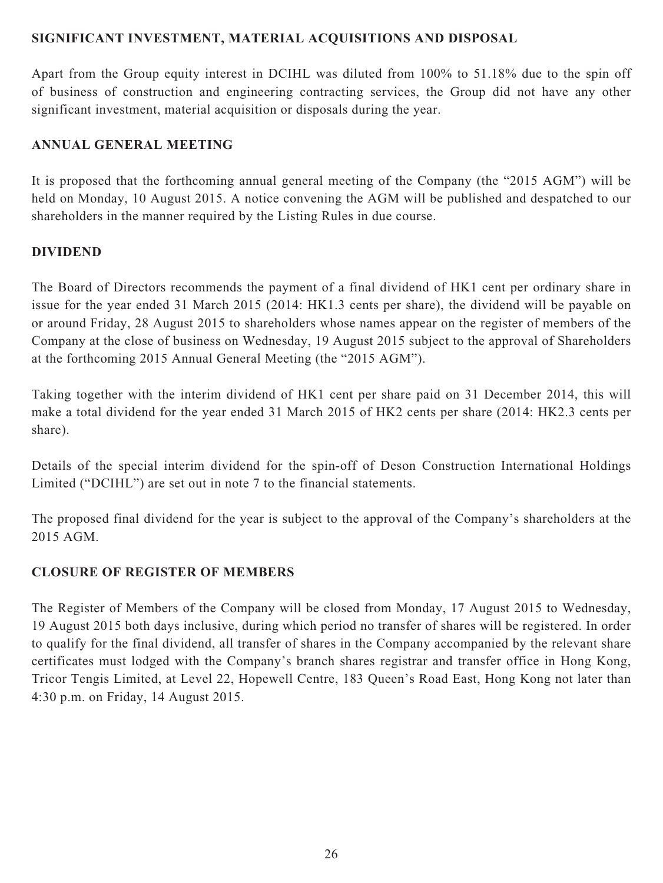## SIGNIFICANT INVESTMENT, MATERIAL ACQUISITIONS AND DISPOSAL

Apart from the Group equity interest in DCIHL was diluted from 100% to 51.18% due to the spin off of business of construction and engineering contracting services, the Group did not have any other significant investment, material acquisition or disposals during the year.

## ANNUAL GENERAL MEETING

It is proposed that the forthcoming annual general meeting of the Company (the "2015 AGM") will be held on Monday, 10 August 2015. A notice convening the AGM will be published and despatched to our shareholders in the manner required by the Listing Rules in due course.

## DIVIDEND

The Board of Directors recommends the payment of a final dividend of HK1 cent per ordinary share in issue for the year ended 31 March 2015 (2014: HK1.3 cents per share), the dividend will be payable on or around Friday, 28 August 2015 to shareholders whose names appear on the register of members of the Company at the close of business on Wednesday, 19 August 2015 subject to the approval of Shareholders at the forthcoming 2015 Annual General Meeting (the "2015 AGM").

Taking together with the interim dividend of HK1 cent per share paid on 31 December 2014, this will make a total dividend for the year ended 31 March 2015 of HK2 cents per share (2014: HK2.3 cents per share).

Details of the special interim dividend for the spin-off of Deson Construction International Holdings Limited ("DCIHL") are set out in note 7 to the financial statements.

The proposed final dividend for the year is subject to the approval of the Company's shareholders at the 2015 AGM.

## CLOSURE OF REGISTER OF MEMBERS

The Register of Members of the Company will be closed from Monday, 17 August 2015 to Wednesday, 19 August 2015 both days inclusive, during which period no transfer of shares will be registered. In order to qualify for the final dividend, all transfer of shares in the Company accompanied by the relevant share certificates must lodged with the Company's branch shares registrar and transfer office in Hong Kong, Tricor Tengis Limited, at Level 22, Hopewell Centre, 183 Queen's Road East, Hong Kong not later than 4:30 p.m. on Friday, 14 August 2015.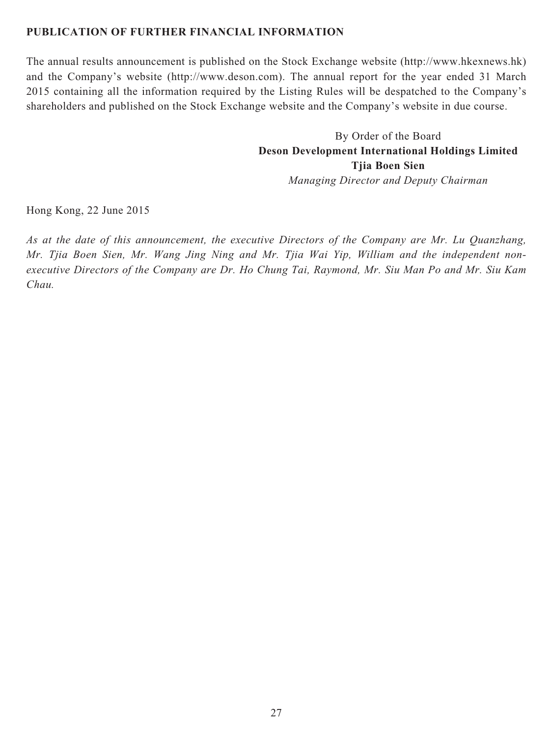## PUBLICATION OF FURTHER FINANCIAL INFORMATION

The annual results announcement is published on the Stock Exchange website (http://www.hkexnews.hk) and the Company's website (http://www.deson.com). The annual report for the year ended 31 March 2015 containing all the information required by the Listing Rules will be despatched to the Company's shareholders and published on the Stock Exchange website and the Company's website in due course.

By Order of the Board
**Deson Development International Holdings Limited**
**Tjia Boen Sien**
*Managing Director and Deputy Chairman*

Hong Kong, 22 June 2015

*As at the date of this announcement, the executive Directors of the Company are Mr. Lu Quanzhang, Mr. Tjia Boen Sien, Mr. Wang Jing Ning and Mr. Tjia Wai Yip, William and the independent non-executive Directors of the Company are Dr. Ho Chung Tai, Raymond, Mr. Siu Man Po and Mr. Siu Kam Chau.*